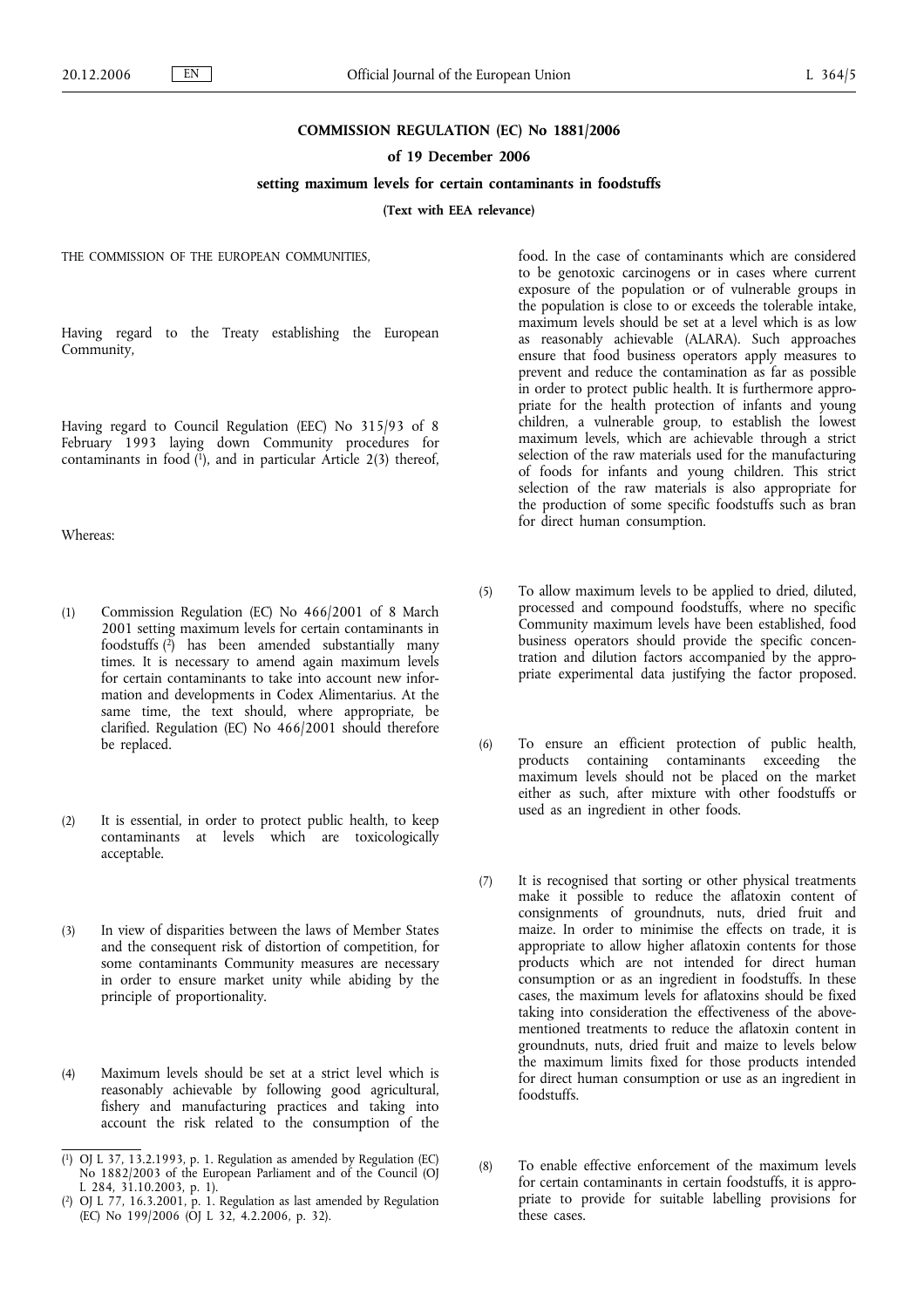# COMMISSION REGULATION (EC) No 1881/2006

**of 19 December 2006**

**setting maximum levels for certain contaminants in foodstuffs**

**(Text with EEA relevance)**

THE COMMISSION OF THE EUROPEAN COMMUNITIES,

Having regard to the Treaty establishing the European Community,

Having regard to Council Regulation (EEC) No 315/93 of 8 February 1993 laying down Community procedures for contaminants in food [1], and in particular Article 2(3) thereof,

Whereas:

(1) Commission Regulation (EC) No 466/2001 of 8 March 2001 setting maximum levels for certain contaminants in foodstuffs [2] has been amended substantially many times. It is necessary to amend again maximum levels for certain contaminants to take into account new information and developments in Codex Alimentarius. At the same time, the text should, where appropriate, be clarified. Regulation (EC) No 466/2001 should therefore be replaced.

(2) It is essential, in order to protect public health, to keep contaminants at levels which are toxicologically acceptable.

(3) In view of disparities between the laws of Member States and the consequent risk of distortion of competition, for some contaminants Community measures are necessary in order to ensure market unity while abiding by the principle of proportionality.

(4) Maximum levels should be set at a strict level which is reasonably achievable by following good agricultural, fishery and manufacturing practices and taking into account the risk related to the consumption of the food. In the case of contaminants which are considered to be genotoxic carcinogens or in cases where current exposure of the population or of vulnerable groups in the population is close to or exceeds the tolerable intake, maximum levels should be set at a level which is as low as reasonably achievable (ALARA). Such approaches ensure that food business operators apply measures to prevent and reduce the contamination as far as possible in order to protect public health. It is furthermore appropriate for the health protection of infants and young children, a vulnerable group, to establish the lowest maximum levels, which are achievable through a strict selection of the raw materials used for the manufacturing of foods for infants and young children. This strict selection of the raw materials is also appropriate for the production of some specific foodstuffs such as bran for direct human consumption.

(5) To allow maximum levels to be applied to dried, diluted, processed and compound foodstuffs, where no specific Community maximum levels have been established, food business operators should provide the specific concentration and dilution factors accompanied by the appropriate experimental data justifying the factor proposed.

(6) To ensure an efficient protection of public health, products containing contaminants exceeding the maximum levels should not be placed on the market either as such, after mixture with other foodstuffs or used as an ingredient in other foods.

(7) It is recognised that sorting or other physical treatments make it possible to reduce the aflatoxin content of consignments of groundnuts, nuts, dried fruit and maize. In order to minimise the effects on trade, it is appropriate to allow higher aflatoxin contents for those products which are not intended for direct human consumption or as an ingredient in foodstuffs. In these cases, the maximum levels for aflatoxins should be fixed taking into consideration the effectiveness of the above-mentioned treatments to reduce the aflatoxin content in groundnuts, nuts, dried fruit and maize to levels below the maximum limits fixed for those products intended for direct human consumption or use as an ingredient in foodstuffs.

(8) To enable effective enforcement of the maximum levels for certain contaminants in certain foodstuffs, it is appropriate to provide for suitable labelling provisions for these cases.

---

[1] OJ L 37, 13.2.1993, p. 1. Regulation as amended by Regulation (EC) No 1882/2003 of the European Parliament and of the Council (OJ L 284, 31.10.2003, p. 1).

[2] OJ L 77, 16.3.2001, p. 1. Regulation as last amended by Regulation (EC) No 199/2006 (OJ L 32, 4.2.2006, p. 32).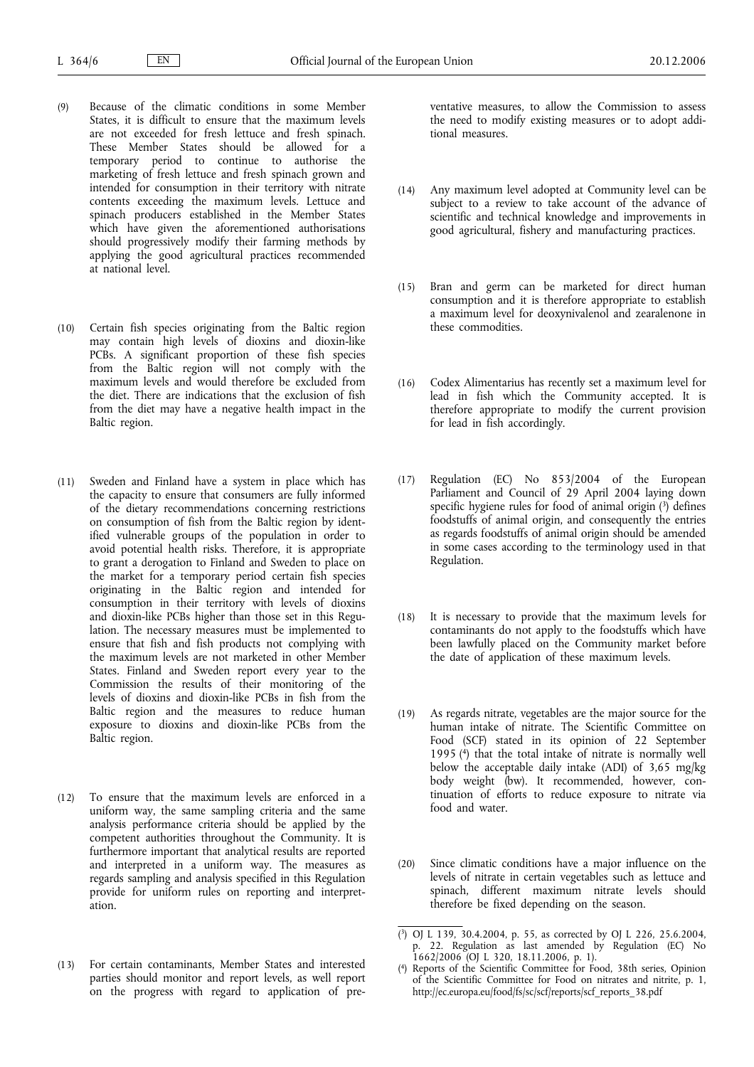(9) Because of the climatic conditions in some Member States, it is difficult to ensure that the maximum levels are not exceeded for fresh lettuce and fresh spinach. These Member States should be allowed for a temporary period to continue to authorise the marketing of fresh lettuce and fresh spinach grown and intended for consumption in their territory with nitrate contents exceeding the maximum levels. Lettuce and spinach producers established in the Member States which have given the aforementioned authorisations should progressively modify their farming methods by applying the good agricultural practices recommended at national level.

(10) Certain fish species originating from the Baltic region may contain high levels of dioxins and dioxin-like PCBs. A significant proportion of these fish species from the Baltic region will not comply with the maximum levels and would therefore be excluded from the diet. There are indications that the exclusion of fish from the diet may have a negative health impact in the Baltic region.

(11) Sweden and Finland have a system in place which has the capacity to ensure that consumers are fully informed of the dietary recommendations concerning restrictions on consumption of fish from the Baltic region by identified vulnerable groups of the population in order to avoid potential health risks. Therefore, it is appropriate to grant a derogation to Finland and Sweden to place on the market for a temporary period certain fish species originating in the Baltic region and intended for consumption in their territory with levels of dioxins and dioxin-like PCBs higher than those set in this Regulation. The necessary measures must be implemented to ensure that fish and fish products not complying with the maximum levels are not marketed in other Member States. Finland and Sweden report every year to the Commission the results of their monitoring of the levels of dioxins and dioxin-like PCBs in fish from the Baltic region and the measures to reduce human exposure to dioxins and dioxin-like PCBs from the Baltic region.

(12) To ensure that the maximum levels are enforced in a uniform way, the same sampling criteria and the same analysis performance criteria should be applied by the competent authorities throughout the Community. It is furthermore important that analytical results are reported and interpreted in a uniform way. The measures as regards sampling and analysis specified in this Regulation provide for uniform rules on reporting and interpretation.

(13) For certain contaminants, Member States and interested parties should monitor and report levels, as well report on the progress with regard to application of preventative measures, to allow the Commission to assess the need to modify existing measures or to adopt additional measures.

(14) Any maximum level adopted at Community level can be subject to a review to take account of the advance of scientific and technical knowledge and improvements in good agricultural, fishery and manufacturing practices.

(15) Bran and germ can be marketed for direct human consumption and it is therefore appropriate to establish a maximum level for deoxynivalenol and zearalenone in these commodities.

(16) Codex Alimentarius has recently set a maximum level for lead in fish which the Community accepted. It is therefore appropriate to modify the current provision for lead in fish accordingly.

(17) Regulation (EC) No 853/2004 of the European Parliament and Council of 29 April 2004 laying down specific hygiene rules for food of animal origin [3] defines foodstuffs of animal origin, and consequently the entries as regards foodstuffs of animal origin should be amended in some cases according to the terminology used in that Regulation.

(18) It is necessary to provide that the maximum levels for contaminants do not apply to the foodstuffs which have been lawfully placed on the Community market before the date of application of these maximum levels.

(19) As regards nitrate, vegetables are the major source for the human intake of nitrate. The Scientific Committee on Food (SCF) stated in its opinion of 22 September 1995 [4] that the total intake of nitrate is normally well below the acceptable daily intake (ADI) of 3,65 mg/kg body weight (bw). It recommended, however, continuation of efforts to reduce exposure to nitrate via food and water.

(20) Since climatic conditions have a major influence on the levels of nitrate in certain vegetables such as lettuce and spinach, different maximum nitrate levels should therefore be fixed depending on the season.

---

[3] OJ L 139, 30.4.2004, p. 55, as corrected by OJ L 226, 25.6.2004, p. 22. Regulation as last amended by Regulation (EC) No 1662/2006 (OJ L 320, 18.11.2006, p. 1).

[4] Reports of the Scientific Committee for Food, 38th series, Opinion of the Scientific Committee for Food on nitrates and nitrite, p. 1, http://ec.europa.eu/food/fs/sc/scf/reports/scf_reports_38.pdf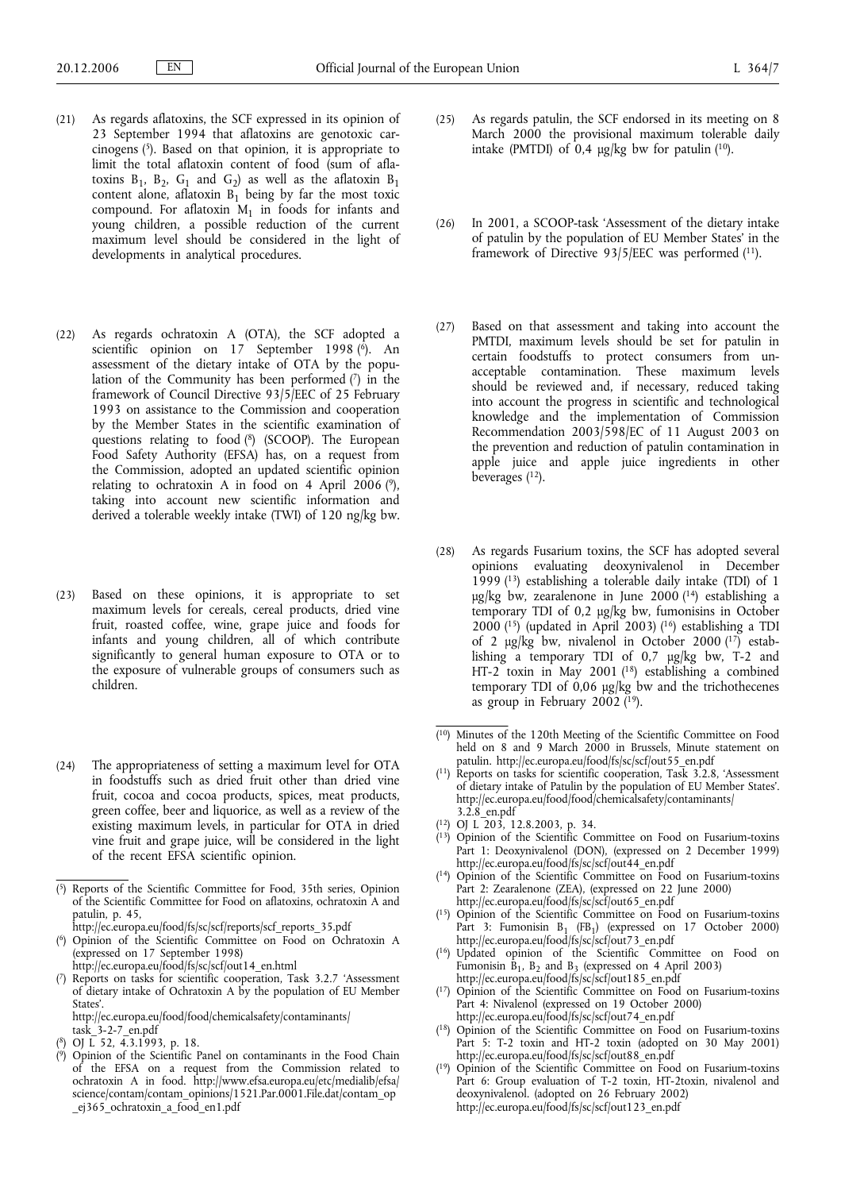(21) As regards aflatoxins, the SCF expressed in its opinion of 23 September 1994 that aflatoxins are genotoxic carcinogens [5]. Based on that opinion, it is appropriate to limit the total aflatoxin content of food (sum of aflatoxins $B_1$, $B_2$, $G_1$ and $G_2$) as well as the aflatoxin $B_1$ content alone, aflatoxin $B_1$ being by far the most toxic compound. For aflatoxin $M_1$ in foods for infants and young children, a possible reduction of the current maximum level should be considered in the light of developments in analytical procedures.

(22) As regards ochratoxin A (OTA), the SCF adopted a scientific opinion on 17 September 1998 [6]. An assessment of the dietary intake of OTA by the population of the Community has been performed [7] in the framework of Council Directive 93/5/EEC of 25 February 1993 on assistance to the Commission and cooperation by the Member States in the scientific examination of questions relating to food [8] (SCOOP). The European Food Safety Authority (EFSA) has, on a request from the Commission, adopted an updated scientific opinion relating to ochratoxin A in food on 4 April 2006 [9], taking into account new scientific information and derived a tolerable weekly intake (TWI) of 120 ng/kg bw.

(23) Based on these opinions, it is appropriate to set maximum levels for cereals, cereal products, dried vine fruit, roasted coffee, wine, grape juice and foods for infants and young children, all of which contribute significantly to general human exposure to OTA or to the exposure of vulnerable groups of consumers such as children.

(24) The appropriateness of setting a maximum level for OTA in foodstuffs such as dried fruit other than dried vine fruit, cocoa and cocoa products, spices, meat products, green coffee, beer and liquorice, as well as a review of the existing maximum levels, in particular for OTA in dried vine fruit and grape juice, will be considered in the light of the recent EFSA scientific opinion.

(25) As regards patulin, the SCF endorsed in its meeting on 8 March 2000 the provisional maximum tolerable daily intake (PMTDI) of 0,4 µg/kg bw for patulin [10].

(26) In 2001, a SCOOP-task 'Assessment of the dietary intake of patulin by the population of EU Member States' in the framework of Directive 93/5/EEC was performed [11].

(27) Based on that assessment and taking into account the PMTDI, maximum levels should be set for patulin in certain foodstuffs to protect consumers from unacceptable contamination. These maximum levels should be reviewed and, if necessary, reduced taking into account the progress in scientific and technological knowledge and the implementation of Commission Recommendation 2003/598/EC of 11 August 2003 on the prevention and reduction of patulin contamination in apple juice and apple juice ingredients in other beverages [12].

(28) As regards Fusarium toxins, the SCF has adopted several opinions evaluating deoxynivalenol in December 1999 [13] establishing a tolerable daily intake (TDI) of 1 µg/kg bw, zearalenone in June 2000 [14] establishing a temporary TDI of 0,2 µg/kg bw, fumonisins in October 2000 [15] (updated in April 2003) [16] establishing a TDI of 2 µg/kg bw, nivalenol in October 2000 [17] establishing a temporary TDI of 0,7 µg/kg bw, T-2 and HT-2 toxin in May 2001 [18] establishing a combined temporary TDI of 0,06 µg/kg bw and the trichothecenes as group in February 2002 [19].

---

[5] Reports of the Scientific Committee for Food, 35th series, Opinion of the Scientific Committee for Food on aflatoxins, ochratoxin A and patulin, p. 45, http://ec.europa.eu/food/fs/sc/scf/reports/scf_reports_35.pdf

[6] Opinion of the Scientific Committee on Food on Ochratoxin A (expressed on 17 September 1998) http://ec.europa.eu/food/fs/sc/scf/out14_en.html

[7] Reports on tasks for scientific cooperation, Task 3.2.7 'Assessment of dietary intake of Ochratoxin A by the population of EU Member States'. http://ec.europa.eu/food/food/chemicalsafety/contaminants/task_3-2-7_en.pdf

[8] OJ L 52, 4.3.1993, p. 18.

[9] Opinion of the Scientific Panel on contaminants in the Food Chain of the EFSA on a request from the Commission related to ochratoxin A in food. http://www.efsa.europa.eu/etc/medialib/efsa/science/contam/contam_opinions/1521.Par.0001.File.dat/contam_op_ej365_ochratoxin_a_food_en1.pdf

[10] Minutes of the 120th Meeting of the Scientific Committee on Food held on 8 and 9 March 2000 in Brussels, Minute statement on patulin. http://ec.europa.eu/food/fs/sc/scf/out55_en.pdf

[11] Reports on tasks for scientific cooperation, Task 3.2.8, 'Assessment of dietary intake of Patulin by the population of EU Member States'. http://ec.europa.eu/food/food/chemicalsafety/contaminants/3.2.8_en.pdf

[12] OJ L 203, 12.8.2003, p. 34.

[13] Opinion of the Scientific Committee on Food on Fusarium-toxins Part 1: Deoxynivalenol (DON), (expressed on 2 December 1999) http://ec.europa.eu/food/fs/sc/scf/out44_en.pdf

[14] Opinion of the Scientific Committee on Food on Fusarium-toxins Part 2: Zearalenone (ZEA), (expressed on 22 June 2000) http://ec.europa.eu/food/fs/sc/scf/out65_en.pdf

[15] Opinion of the Scientific Committee on Food on Fusarium-toxins Part 3: Fumonisin $B_1$ ($FB_1$) (expressed on 17 October 2000) http://ec.europa.eu/food/fs/sc/scf/out73_en.pdf

[16] Updated opinion of the Scientific Committee on Food on Fumonisin $B_1$, $B_2$ and $B_3$ (expressed on 4 April 2003) http://ec.europa.eu/food/fs/sc/scf/out185_en.pdf

[17] Opinion of the Scientific Committee on Food on Fusarium-toxins Part 4: Nivalenol (expressed on 19 October 2000) http://ec.europa.eu/food/fs/sc/scf/out74_en.pdf

[18] Opinion of the Scientific Committee on Food on Fusarium-toxins Part 5: T-2 toxin and HT-2 toxin (adopted on 30 May 2001) http://ec.europa.eu/food/fs/sc/scf/out88_en.pdf

[19] Opinion of the Scientific Committee on Food on Fusarium-toxins Part 6: Group evaluation of T-2 toxin, HT-2toxin, nivalenol and deoxynivalenol. (adopted on 26 February 2002) http://ec.europa.eu/food/fs/sc/scf/out123_en.pdf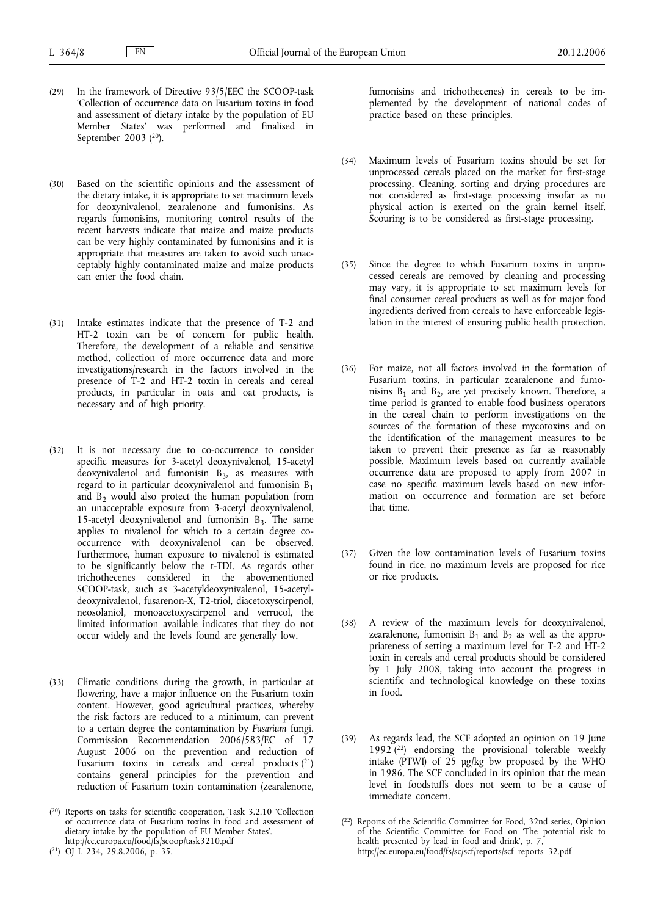(29) In the framework of Directive 93/5/EEC the SCOOP-task 'Collection of occurrence data on Fusarium toxins in food and assessment of dietary intake by the population of EU Member States' was performed and finalised in September 2003 [20].

(30) Based on the scientific opinions and the assessment of the dietary intake, it is appropriate to set maximum levels for deoxynivalenol, zearalenone and fumonisins. As regards fumonisins, monitoring control results of the recent harvests indicate that maize and maize products can be very highly contaminated by fumonisins and it is appropriate that measures are taken to avoid such unacceptably highly contaminated maize and maize products can enter the food chain.

(31) Intake estimates indicate that the presence of T-2 and HT-2 toxin can be of concern for public health. Therefore, the development of a reliable and sensitive method, collection of more occurrence data and more investigations/research in the factors involved in the presence of T-2 and HT-2 toxin in cereals and cereal products, in particular in oats and oat products, is necessary and of high priority.

(32) It is not necessary due to co-occurrence to consider specific measures for 3-acetyl deoxynivalenol, 15-acetyl deoxynivalenol and fumonisin $B_3$, as measures with regard to in particular deoxynivalenol and fumonisin $B_1$ and $B_2$ would also protect the human population from an unacceptable exposure from 3-acetyl deoxynivalenol, 15-acetyl deoxynivalenol and fumonisin $B_3$. The same applies to nivalenol for which to a certain degree co-occurrence with deoxynivalenol can be observed. Furthermore, human exposure to nivalenol is estimated to be significantly below the t-TDI. As regards other trichothecenes considered in the abovementioned SCOOP-task, such as 3-acetyldeoxynivalenol, 15-acetyldeoxynivalenol, fusarenon-X, T2-triol, diacetoxyscirpenol, neosolaniol, monoacetoxyscirpenol and verrucol, the limited information available indicates that they do not occur widely and the levels found are generally low.

(33) Climatic conditions during the growth, in particular at flowering, have a major influence on the Fusarium toxin content. However, good agricultural practices, whereby the risk factors are reduced to a minimum, can prevent to a certain degree the contamination by *Fusarium* fungi. Commission Recommendation 2006/583/EC of 17 August 2006 on the prevention and reduction of Fusarium toxins in cereals and cereal products [21] contains general principles for the prevention and reduction of Fusarium toxin contamination (zearalenone, fumonisins and trichothecenes) in cereals to be implemented by the development of national codes of practice based on these principles.

(34) Maximum levels of Fusarium toxins should be set for unprocessed cereals placed on the market for first-stage processing. Cleaning, sorting and drying procedures are not considered as first-stage processing insofar as no physical action is exerted on the grain kernel itself. Scouring is to be considered as first-stage processing.

(35) Since the degree to which Fusarium toxins in unprocessed cereals are removed by cleaning and processing may vary, it is appropriate to set maximum levels for final consumer cereal products as well as for major food ingredients derived from cereals to have enforceable legislation in the interest of ensuring public health protection.

(36) For maize, not all factors involved in the formation of Fusarium toxins, in particular zearalenone and fumonisins $B_1$ and $B_2$, are yet precisely known. Therefore, a time period is granted to enable food business operators in the cereal chain to perform investigations on the sources of the formation of these mycotoxins and on the identification of the management measures to be taken to prevent their presence as far as reasonably possible. Maximum levels based on currently available occurrence data are proposed to apply from 2007 in case no specific maximum levels based on new information on occurrence and formation are set before that time.

(37) Given the low contamination levels of Fusarium toxins found in rice, no maximum levels are proposed for rice or rice products.

(38) A review of the maximum levels for deoxynivalenol, zearalenone, fumonisin $B_1$ and $B_2$ as well as the appropriateness of setting a maximum level for T-2 and HT-2 toxin in cereals and cereal products should be considered by 1 July 2008, taking into account the progress in scientific and technological knowledge on these toxins in food.

(39) As regards lead, the SCF adopted an opinion on 19 June 1992 [22] endorsing the provisional tolerable weekly intake (PTWI) of 25 μg/kg bw proposed by the WHO in 1986. The SCF concluded in its opinion that the mean level in foodstuffs does not seem to be a cause of immediate concern.

---

[20] Reports on tasks for scientific cooperation, Task 3.2.10 'Collection of occurrence data of Fusarium toxins in food and assessment of dietary intake by the population of EU Member States'. http://ec.europa.eu/food/fs/scoop/task3210.pdf

[21] OJ L 234, 29.8.2006, p. 35.

[22] Reports of the Scientific Committee for Food, 32nd series, Opinion of the Scientific Committee for Food on 'The potential risk to health presented by lead in food and drink', p. 7, http://ec.europa.eu/food/fs/sc/scf/reports/scf_reports_32.pdf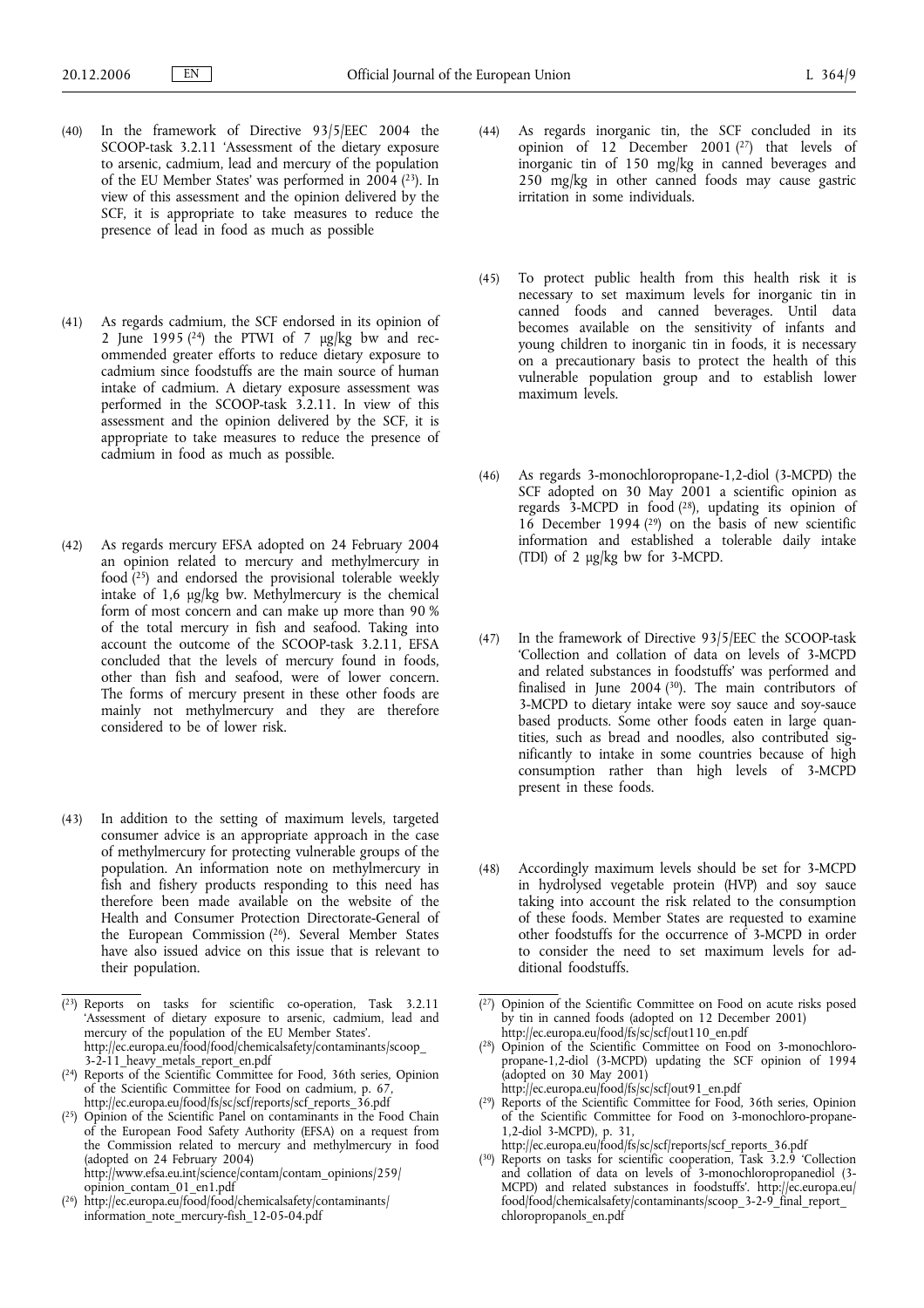(40) In the framework of Directive 93/5/EEC 2004 the SCOOP-task 3.2.11 'Assessment of the dietary exposure to arsenic, cadmium, lead and mercury of the population of the EU Member States' was performed in 2004 [23]. In view of this assessment and the opinion delivered by the SCF, it is appropriate to take measures to reduce the presence of lead in food as much as possible

(41) As regards cadmium, the SCF endorsed in its opinion of 2 June 1995 [24] the PTWI of 7 μg/kg bw and recommended greater efforts to reduce dietary exposure to cadmium since foodstuffs are the main source of human intake of cadmium. A dietary exposure assessment was performed in the SCOOP-task 3.2.11. In view of this assessment and the opinion delivered by the SCF, it is appropriate to take measures to reduce the presence of cadmium in food as much as possible.

(42) As regards mercury EFSA adopted on 24 February 2004 an opinion related to mercury and methylmercury in food [25] and endorsed the provisional tolerable weekly intake of 1,6 μg/kg bw. Methylmercury is the chemical form of most concern and can make up more than 90 % of the total mercury in fish and seafood. Taking into account the outcome of the SCOOP-task 3.2.11, EFSA concluded that the levels of mercury found in foods, other than fish and seafood, were of lower concern. The forms of mercury present in these other foods are mainly not methylmercury and they are therefore considered to be of lower risk.

(43) In addition to the setting of maximum levels, targeted consumer advice is an appropriate approach in the case of methylmercury for protecting vulnerable groups of the population. An information note on methylmercury in fish and fishery products responding to this need has therefore been made available on the website of the Health and Consumer Protection Directorate-General of the European Commission [26]. Several Member States have also issued advice on this issue that is relevant to their population.

(44) As regards inorganic tin, the SCF concluded in its opinion of 12 December 2001 [27] that levels of inorganic tin of 150 mg/kg in canned beverages and 250 mg/kg in other canned foods may cause gastric irritation in some individuals.

(45) To protect public health from this health risk it is necessary to set maximum levels for inorganic tin in canned foods and canned beverages. Until data becomes available on the sensitivity of infants and young children to inorganic tin in foods, it is necessary on a precautionary basis to protect the health of this vulnerable population group and to establish lower maximum levels.

(46) As regards 3-monochloropropane-1,2-diol (3-MCPD) the SCF adopted on 30 May 2001 a scientific opinion as regards 3-MCPD in food [28], updating its opinion of 16 December 1994 [29] on the basis of new scientific information and established a tolerable daily intake (TDI) of 2 μg/kg bw for 3-MCPD.

(47) In the framework of Directive 93/5/EEC the SCOOP-task 'Collection and collation of data on levels of 3-MCPD and related substances in foodstuffs' was performed and finalised in June 2004 [30]. The main contributors of 3-MCPD to dietary intake were soy sauce and soy-sauce based products. Some other foods eaten in large quantities, such as bread and noodles, also contributed significantly to intake in some countries because of high consumption rather than high levels of 3-MCPD present in these foods.

(48) Accordingly maximum levels should be set for 3-MCPD in hydrolysed vegetable protein (HVP) and soy sauce taking into account the risk related to the consumption of these foods. Member States are requested to examine other foodstuffs for the occurrence of 3-MCPD in order to consider the need to set maximum levels for additional foodstuffs.

---

[23] Reports on tasks for scientific co-operation, Task 3.2.11 'Assessment of dietary exposure to arsenic, cadmium, lead and mercury of the population of the EU Member States'. http://ec.europa.eu/food/food/chemicalsafety/contaminants/scoop_3-2-11_heavy_metals_report_en.pdf

[24] Reports of the Scientific Committee for Food, 36th series, Opinion of the Scientific Committee for Food on cadmium, p. 67, http://ec.europa.eu/food/fs/sc/scf/reports/scf_reports_36.pdf

[25] Opinion of the Scientific Panel on contaminants in the Food Chain of the European Food Safety Authority (EFSA) on a request from the Commission related to mercury and methylmercury in food (adopted on 24 February 2004) http://www.efsa.eu.int/science/contam/contam_opinions/259/opinion_contam_01_en1.pdf

[26] http://ec.europa.eu/food/food/chemicalsafety/contaminants/information_note_mercury-fish_12-05-04.pdf

[27] Opinion of the Scientific Committee on Food on acute risks posed by tin in canned foods (adopted on 12 December 2001) http://ec.europa.eu/food/fs/sc/scf/out110_en.pdf

[28] Opinion of the Scientific Committee on Food on 3-monochloro-propane-1,2-diol (3-MCPD) updating the SCF opinion of 1994 (adopted on 30 May 2001) http://ec.europa.eu/food/fs/sc/scf/out91_en.pdf

[29] Reports of the Scientific Committee for Food, 36th series, Opinion of the Scientific Committee for Food on 3-monochloro-propane-1,2-diol 3-MCPD), p. 31, http://ec.europa.eu/food/fs/sc/scf/reports/scf_reports_36.pdf

[30] Reports on tasks for scientific cooperation, Task 3.2.9 'Collection and collation of data on levels of 3-monochloropropanediol (3-MCPD) and related substances in foodstuffs'. http://ec.europa.eu/food/food/chemicalsafety/contaminants/scoop_3-2-9_final_report_chloropropanols_en.pdf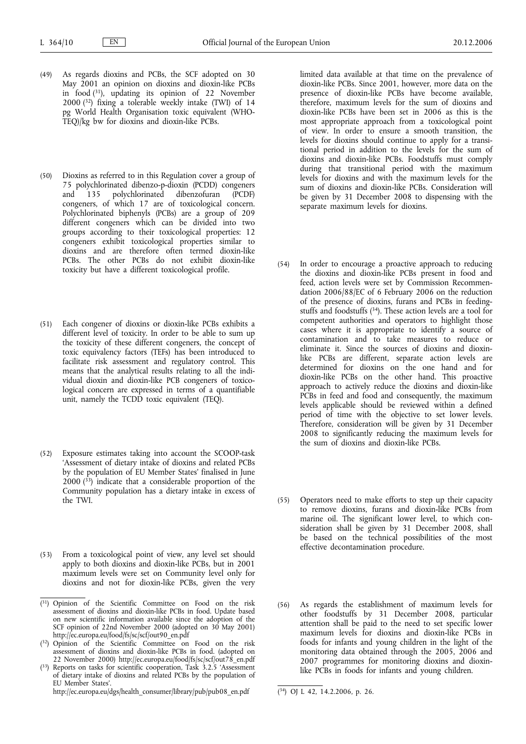(49) As regards dioxins and PCBs, the SCF adopted on 30 May 2001 an opinion on dioxins and dioxin-like PCBs in food [31], updating its opinion of 22 November 2000 [32] fixing a tolerable weekly intake (TWI) of 14 pg World Health Organisation toxic equivalent (WHO-TEQ)/kg bw for dioxins and dioxin-like PCBs.

(50) Dioxins as referred to in this Regulation cover a group of 75 polychlorinated dibenzo-p-dioxin (PCDD) congeners and 135 polychlorinated dibenzofuran (PCDF) congeners, of which 17 are of toxicological concern. Polychlorinated biphenyls (PCBs) are a group of 209 different congeners which can be divided into two groups according to their toxicological properties: 12 congeners exhibit toxicological properties similar to dioxins and are therefore often termed dioxin-like PCBs. The other PCBs do not exhibit dioxin-like toxicity but have a different toxicological profile.

(51) Each congener of dioxins or dioxin-like PCBs exhibits a different level of toxicity. In order to be able to sum up the toxicity of these different congeners, the concept of toxic equivalency factors (TEFs) has been introduced to facilitate risk assessment and regulatory control. This means that the analytical results relating to all the individual dioxin and dioxin-like PCB congeners of toxicological concern are expressed in terms of a quantifiable unit, namely the TCDD toxic equivalent (TEQ).

(52) Exposure estimates taking into account the SCOOP-task 'Assessment of dietary intake of dioxins and related PCBs by the population of EU Member States' finalised in June 2000 [33] indicate that a considerable proportion of the Community population has a dietary intake in excess of the TWI.

(53) From a toxicological point of view, any level set should apply to both dioxins and dioxin-like PCBs, but in 2001 maximum levels were set on Community level only for dioxins and not for dioxin-like PCBs, given the very limited data available at that time on the prevalence of dioxin-like PCBs. Since 2001, however, more data on the presence of dioxin-like PCBs have become available, therefore, maximum levels for the sum of dioxins and dioxin-like PCBs have been set in 2006 as this is the most appropriate approach from a toxicological point of view. In order to ensure a smooth transition, the levels for dioxins should continue to apply for a transitional period in addition to the levels for the sum of dioxins and dioxin-like PCBs. Foodstuffs must comply during that transitional period with the maximum levels for dioxins and with the maximum levels for the sum of dioxins and dioxin-like PCBs. Consideration will be given by 31 December 2008 to dispensing with the separate maximum levels for dioxins.

(54) In order to encourage a proactive approach to reducing the dioxins and dioxin-like PCBs present in food and feed, action levels were set by Commission Recommendation 2006/88/EC of 6 February 2006 on the reduction of the presence of dioxins, furans and PCBs in feedingstuffs and foodstuffs [34]. These action levels are a tool for competent authorities and operators to highlight those cases where it is appropriate to identify a source of contamination and to take measures to reduce or eliminate it. Since the sources of dioxins and dioxin-like PCBs are different, separate action levels are determined for dioxins on the one hand and for dioxin-like PCBs on the other hand. This proactive approach to actively reduce the dioxins and dioxin-like PCBs in feed and food and consequently, the maximum levels applicable should be reviewed within a defined period of time with the objective to set lower levels. Therefore, consideration will be given by 31 December 2008 to significantly reducing the maximum levels for the sum of dioxins and dioxin-like PCBs.

(55) Operators need to make efforts to step up their capacity to remove dioxins, furans and dioxin-like PCBs from marine oil. The significant lower level, to which consideration shall be given by 31 December 2008, shall be based on the technical possibilities of the most effective decontamination procedure.

(56) As regards the establishment of maximum levels for other foodstuffs by 31 December 2008, particular attention shall be paid to the need to set specific lower maximum levels for dioxins and dioxin-like PCBs in foods for infants and young children in the light of the monitoring data obtained through the 2005, 2006 and 2007 programmes for monitoring dioxins and dioxin-like PCBs in foods for infants and young children.

---

[31] Opinion of the Scientific Committee on Food on the risk assessment of dioxins and dioxin-like PCBs in food. Update based on new scientific information available since the adoption of the SCF opinion of 22nd November 2000 (adopted on 30 May 2001) http://ec.europa.eu/food/fs/sc/scf/out90_en.pdf

[32] Opinion of the Scientific Committee on Food on the risk assessment of dioxins and dioxin-like PCBs in food. (adopted on 22 November 2000) http://ec.europa.eu/food/fs/sc/scf/out78_en.pdf

[33] Reports on tasks for scientific cooperation, Task 3.2.5 'Assessment of dietary intake of dioxins and related PCBs by the population of EU Member States'. http://ec.europa.eu/dgs/health_consumer/library/pub/pub08_en.pdf

[34] OJ L 42, 14.2.2006, p. 26.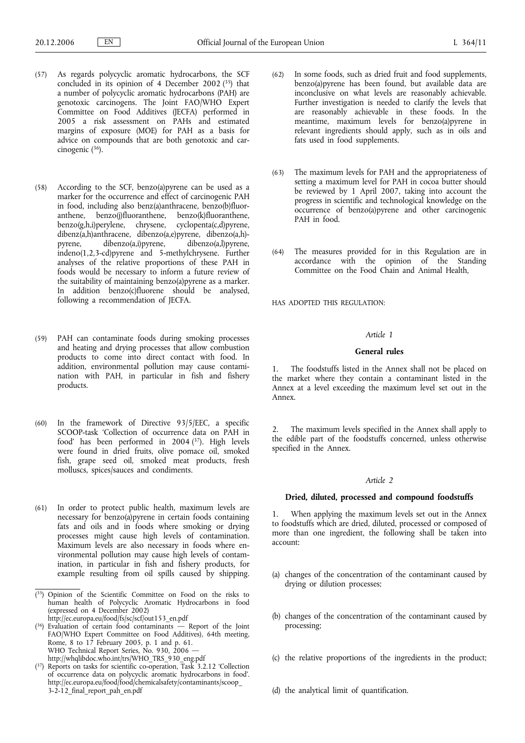(57) As regards polycyclic aromatic hydrocarbons, the SCF concluded in its opinion of 4 December 2002 ([35]) that a number of polycyclic aromatic hydrocarbons (PAH) are genotoxic carcinogens. The Joint FAO/WHO Expert Committee on Food Additives (JECFA) performed in 2005 a risk assessment on PAHs and estimated margins of exposure (MOE) for PAH as a basis for advice on compounds that are both genotoxic and carcinogenic ([36]).

(58) According to the SCF, benzo(a)pyrene can be used as a marker for the occurrence and effect of carcinogenic PAH in food, including also benz(a)anthracene, benzo(b)fluoranthene, benzo(j)fluoranthene, benzo(k)fluoranthene, benzo(g,h,i)perylene, chrysene, cyclopenta(c,d)pyrene, dibenz(a,h)anthracene, dibenzo(a,e)pyrene, dibenzo(a,h)-pyrene, dibenzo(a,i)pyrene, dibenzo(a,l)pyrene, indeno(1,2,3-cd)pyrene and 5-methylchrysene. Further analyses of the relative proportions of these PAH in foods would be necessary to inform a future review of the suitability of maintaining benzo(a)pyrene as a marker. In addition benzo(c)fluorene should be analysed, following a recommendation of JECFA.

(59) PAH can contaminate foods during smoking processes and heating and drying processes that allow combustion products to come into direct contact with food. In addition, environmental pollution may cause contamination with PAH, in particular in fish and fishery products.

(60) In the framework of Directive 93/5/EEC, a specific SCOOP-task 'Collection of occurrence data on PAH in food' has been performed in 2004 ([37]). High levels were found in dried fruits, olive pomace oil, smoked fish, grape seed oil, smoked meat products, fresh molluscs, spices/sauces and condiments.

(61) In order to protect public health, maximum levels are necessary for benzo(a)pyrene in certain foods containing fats and oils and in foods where smoking or drying processes might cause high levels of contamination. Maximum levels are also necessary in foods where environmental pollution may cause high levels of contamination, in particular in fish and fishery products, for example resulting from oil spills caused by shipping.

(62) In some foods, such as dried fruit and food supplements, benzo(a)pyrene has been found, but available data are inconclusive on what levels are reasonably achievable. Further investigation is needed to clarify the levels that are reasonably achievable in these foods. In the meantime, maximum levels for benzo(a)pyrene in relevant ingredients should apply, such as in oils and fats used in food supplements.

(63) The maximum levels for PAH and the appropriateness of setting a maximum level for PAH in cocoa butter should be reviewed by 1 April 2007, taking into account the progress in scientific and technological knowledge on the occurrence of benzo(a)pyrene and other carcinogenic PAH in food.

(64) The measures provided for in this Regulation are in accordance with the opinion of the Standing Committee on the Food Chain and Animal Health,

HAS ADOPTED THIS REGULATION:

*Article 1*

**General rules**

1. The foodstuffs listed in the Annex shall not be placed on the market where they contain a contaminant listed in the Annex at a level exceeding the maximum level set out in the Annex.

2. The maximum levels specified in the Annex shall apply to the edible part of the foodstuffs concerned, unless otherwise specified in the Annex.

*Article 2*

**Dried, diluted, processed and compound foodstuffs**

1. When applying the maximum levels set out in the Annex to foodstuffs which are dried, diluted, processed or composed of more than one ingredient, the following shall be taken into account:

(a) changes of the concentration of the contaminant caused by drying or dilution processes;

(b) changes of the concentration of the contaminant caused by processing;

(c) the relative proportions of the ingredients in the product;

(d) the analytical limit of quantification.

---

([35]) Opinion of the Scientific Committee on Food on the risks to human health of Polycyclic Aromatic Hydrocarbons in food (expressed on 4 December 2002) http://ec.europa.eu/food/fs/sc/scf/out153_en.pdf

([36]) Evaluation of certain food contaminants — Report of the Joint FAO/WHO Expert Committee on Food Additives), 64th meeting, Rome, 8 to 17 February 2005, p. 1 and p. 61. WHO Technical Report Series, No. 930, 2006 — http://whqlibdoc.who.int/trs/WHO_TRS_930_eng.pdf

([37]) Reports on tasks for scientific co-operation, Task 3.2.12 'Collection of occurrence data on polycyclic aromatic hydrocarbons in food'. http://ec.europa.eu/food/food/chemicalsafety/contaminants/scoop_3-2-12_final_report_pah_en.pdf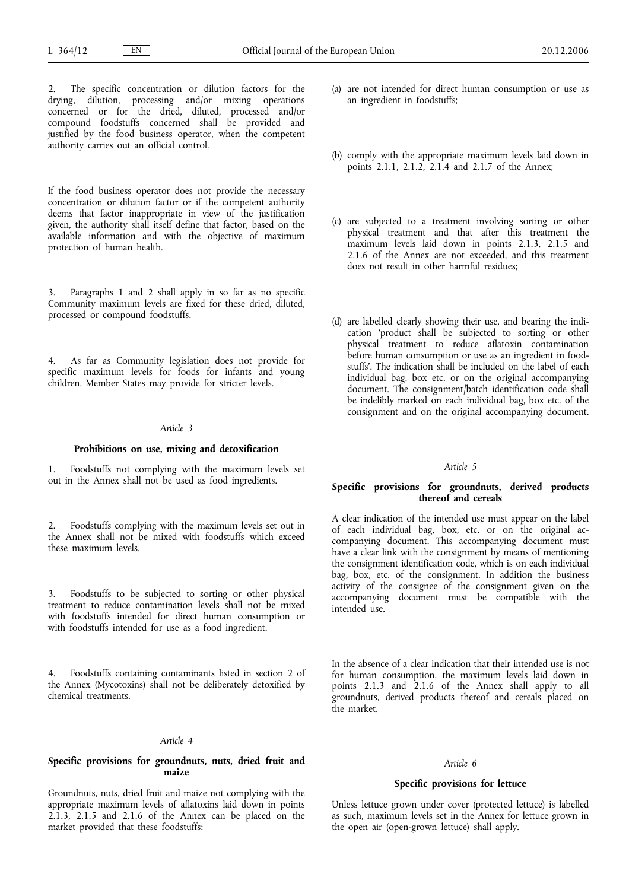2. The specific concentration or dilution factors for the drying, dilution, processing and/or mixing operations concerned or for the dried, diluted, processed and/or compound foodstuffs concerned shall be provided and justified by the food business operator, when the competent authority carries out an official control.

If the food business operator does not provide the necessary concentration or dilution factor or if the competent authority deems that factor inappropriate in view of the justification given, the authority shall itself define that factor, based on the available information and with the objective of maximum protection of human health.

3. Paragraphs 1 and 2 shall apply in so far as no specific Community maximum levels are fixed for these dried, diluted, processed or compound foodstuffs.

4. As far as Community legislation does not provide for specific maximum levels for foods for infants and young children, Member States may provide for stricter levels.

*Article 3*

**Prohibitions on use, mixing and detoxification**

1. Foodstuffs not complying with the maximum levels set out in the Annex shall not be used as food ingredients.

2. Foodstuffs complying with the maximum levels set out in the Annex shall not be mixed with foodstuffs which exceed these maximum levels.

3. Foodstuffs to be subjected to sorting or other physical treatment to reduce contamination levels shall not be mixed with foodstuffs intended for direct human consumption or with foodstuffs intended for use as a food ingredient.

4. Foodstuffs containing contaminants listed in section 2 of the Annex (Mycotoxins) shall not be deliberately detoxified by chemical treatments.

*Article 4*

**Specific provisions for groundnuts, nuts, dried fruit and maize**

Groundnuts, nuts, dried fruit and maize not complying with the appropriate maximum levels of aflatoxins laid down in points 2.1.3, 2.1.5 and 2.1.6 of the Annex can be placed on the market provided that these foodstuffs:

(a) are not intended for direct human consumption or use as an ingredient in foodstuffs;

(b) comply with the appropriate maximum levels laid down in points 2.1.1, 2.1.2, 2.1.4 and 2.1.7 of the Annex;

(c) are subjected to a treatment involving sorting or other physical treatment and that after this treatment the maximum levels laid down in points 2.1.3, 2.1.5 and 2.1.6 of the Annex are not exceeded, and this treatment does not result in other harmful residues;

(d) are labelled clearly showing their use, and bearing the indication 'product shall be subjected to sorting or other physical treatment to reduce aflatoxin contamination before human consumption or use as an ingredient in foodstuffs'. The indication shall be included on the label of each individual bag, box etc. or on the original accompanying document. The consignment/batch identification code shall be indelibly marked on each individual bag, box etc. of the consignment and on the original accompanying document.

*Article 5*

**Specific provisions for groundnuts, derived products thereof and cereals**

A clear indication of the intended use must appear on the label of each individual bag, box, etc. or on the original accompanying document. This accompanying document must have a clear link with the consignment by means of mentioning the consignment identification code, which is on each individual bag, box, etc. of the consignment. In addition the business activity of the consignee of the consignment given on the accompanying document must be compatible with the intended use.

In the absence of a clear indication that their intended use is not for human consumption, the maximum levels laid down in points 2.1.3 and 2.1.6 of the Annex shall apply to all groundnuts, derived products thereof and cereals placed on the market.

*Article 6*

**Specific provisions for lettuce**

Unless lettuce grown under cover (protected lettuce) is labelled as such, maximum levels set in the Annex for lettuce grown in the open air (open-grown lettuce) shall apply.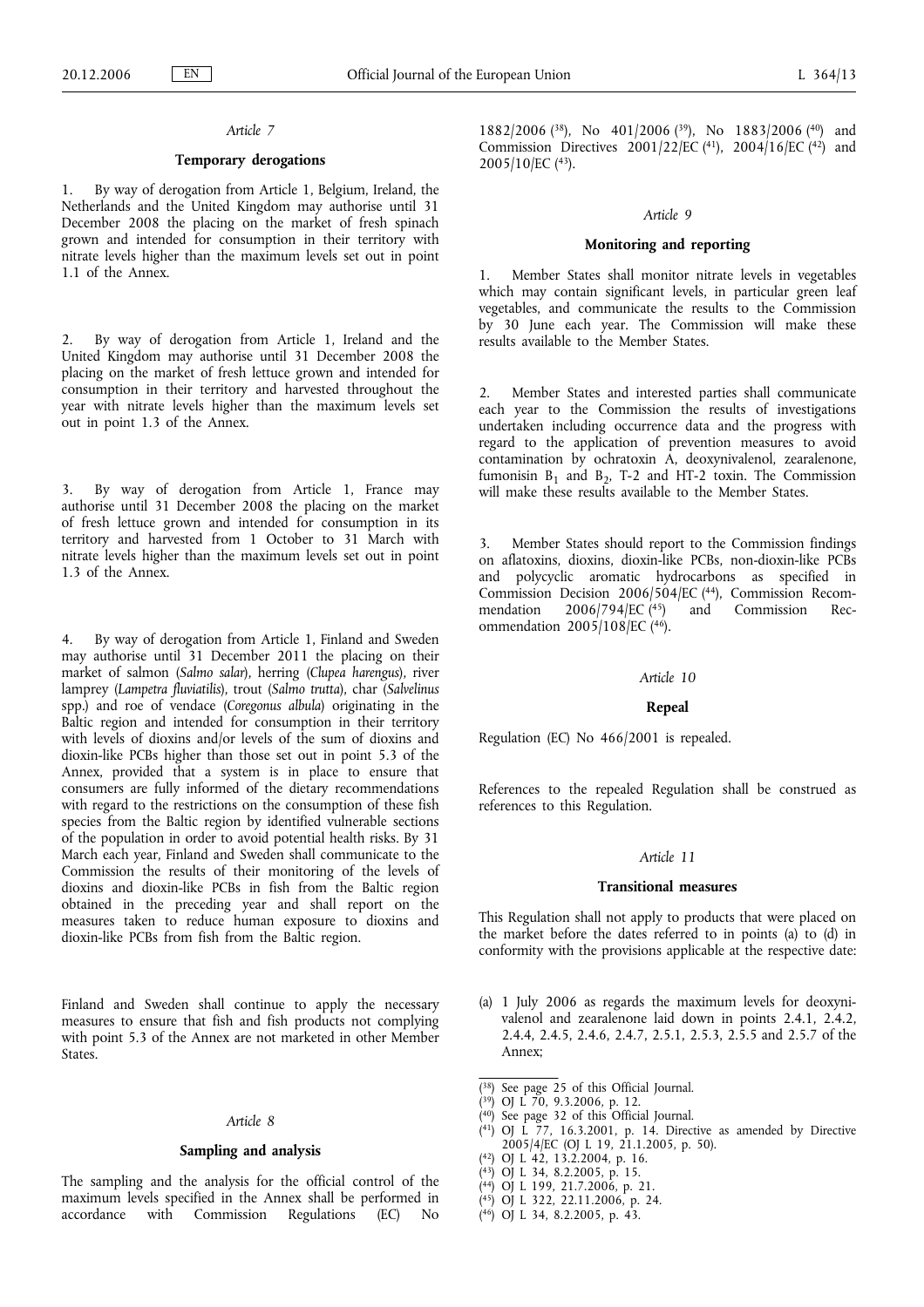*Article 7*

**Temporary derogations**

1. By way of derogation from Article 1, Belgium, Ireland, the Netherlands and the United Kingdom may authorise until 31 December 2008 the placing on the market of fresh spinach grown and intended for consumption in their territory with nitrate levels higher than the maximum levels set out in point 1.1 of the Annex.

2. By way of derogation from Article 1, Ireland and the United Kingdom may authorise until 31 December 2008 the placing on the market of fresh lettuce grown and intended for consumption in their territory and harvested throughout the year with nitrate levels higher than the maximum levels set out in point 1.3 of the Annex.

3. By way of derogation from Article 1, France may authorise until 31 December 2008 the placing on the market of fresh lettuce grown and intended for consumption in its territory and harvested from 1 October to 31 March with nitrate levels higher than the maximum levels set out in point 1.3 of the Annex.

4. By way of derogation from Article 1, Finland and Sweden may authorise until 31 December 2011 the placing on their market of salmon (*Salmo salar*), herring (*Clupea harengus*), river lamprey (*Lampetra fluviatilis*), trout (*Salmo trutta*), char (*Salvelinus* spp.) and roe of vendace (*Coregonus albula*) originating in the Baltic region and intended for consumption in their territory with levels of dioxins and/or levels of the sum of dioxins and dioxin-like PCBs higher than those set out in point 5.3 of the Annex, provided that a system is in place to ensure that consumers are fully informed of the dietary recommendations with regard to the restrictions on the consumption of these fish species from the Baltic region by identified vulnerable sections of the population in order to avoid potential health risks. By 31 March each year, Finland and Sweden shall communicate to the Commission the results of their monitoring of the levels of dioxins and dioxin-like PCBs in fish from the Baltic region obtained in the preceding year and shall report on the measures taken to reduce human exposure to dioxins and dioxin-like PCBs from fish from the Baltic region.

Finland and Sweden shall continue to apply the necessary measures to ensure that fish and fish products not complying with point 5.3 of the Annex are not marketed in other Member States.

*Article 8*

**Sampling and analysis**

The sampling and the analysis for the official control of the maximum levels specified in the Annex shall be performed in accordance with Commission Regulations (EC) No 1882/2006 [38], No 401/2006 [39], No 1883/2006 [40] and Commission Directives 2001/22/EC [41], 2004/16/EC [42] and 2005/10/EC [43].

*Article 9*

**Monitoring and reporting**

1. Member States shall monitor nitrate levels in vegetables which may contain significant levels, in particular green leaf vegetables, and communicate the results to the Commission by 30 June each year. The Commission will make these results available to the Member States.

2. Member States and interested parties shall communicate each year to the Commission the results of investigations undertaken including occurrence data and the progress with regard to the application of prevention measures to avoid contamination by ochratoxin A, deoxynivalenol, zearalenone, fumonisin $B_1$ and $B_2$, T-2 and HT-2 toxin. The Commission will make these results available to the Member States.

3. Member States should report to the Commission findings on aflatoxins, dioxins, dioxin-like PCBs, non-dioxin-like PCBs and polycyclic aromatic hydrocarbons as specified in Commission Decision 2006/504/EC [44], Commission Recommendation 2006/794/EC [45] and Commission Recommendation 2005/108/EC [46].

*Article 10*

**Repeal**

Regulation (EC) No 466/2001 is repealed.

References to the repealed Regulation shall be construed as references to this Regulation.

*Article 11*

**Transitional measures**

This Regulation shall not apply to products that were placed on the market before the dates referred to in points (a) to (d) in conformity with the provisions applicable at the respective date:

(a) 1 July 2006 as regards the maximum levels for deoxynivalenol and zearalenone laid down in points 2.4.1, 2.4.2, 2.4.4, 2.4.5, 2.4.6, 2.4.7, 2.5.1, 2.5.3, 2.5.5 and 2.5.7 of the Annex;

---

[38] See page 25 of this Official Journal.
[39] OJ L 70, 9.3.2006, p. 12.
[40] See page 32 of this Official Journal.
[41] OJ L 77, 16.3.2001, p. 14. Directive as amended by Directive 2005/4/EC (OJ L 19, 21.1.2005, p. 50).
[42] OJ L 42, 13.2.2004, p. 16.
[43] OJ L 34, 8.2.2005, p. 15.
[44] OJ L 199, 21.7.2006, p. 21.
[45] OJ L 322, 22.11.2006, p. 24.
[46] OJ L 34, 8.2.2005, p. 43.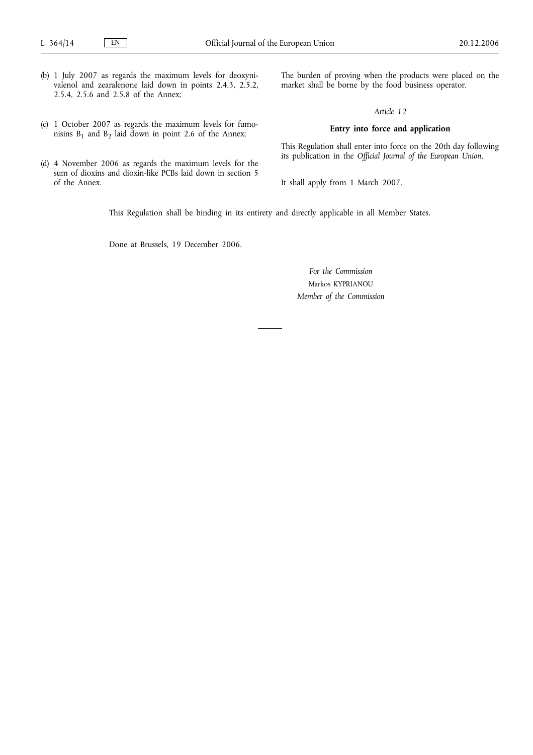(b) 1 July 2007 as regards the maximum levels for deoxynivalenol and zearalenone laid down in points 2.4.3, 2.5.2, 2.5.4, 2.5.6 and 2.5.8 of the Annex;

(c) 1 October 2007 as regards the maximum levels for fumonisins $B_1$ and $B_2$ laid down in point 2.6 of the Annex;

(d) 4 November 2006 as regards the maximum levels for the sum of dioxins and dioxin-like PCBs laid down in section 5 of the Annex.

The burden of proving when the products were placed on the market shall be borne by the food business operator.

*Article 12*

**Entry into force and application**

This Regulation shall enter into force on the 20th day following its publication in the *Official Journal of the European Union*.

It shall apply from 1 March 2007.

This Regulation shall be binding in its entirety and directly applicable in all Member States.

Done at Brussels, 19 December 2006.

*For the Commission*

Markos KYPRIANOU

*Member of the Commission*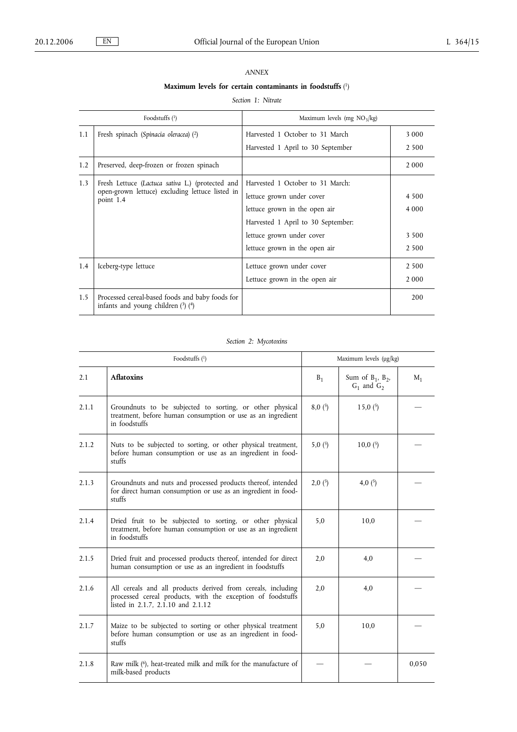*ANNEX*

**Maximum levels for certain contaminants in foodstuffs** [1]

*Section 1: Nitrate*

| | Foodstuffs [1] | Maximum levels (mg $NO_3$/kg) | |
|---|---|---|---|
| 1.1 | Fresh spinach (*Spinacia oleracea*) [2] | Harvested 1 October to 31 March | 3 000 |
| | | Harvested 1 April to 30 September | 2 500 |
| 1.2 | Preserved, deep-frozen or frozen spinach | | 2 000 |
| 1.3 | Fresh Lettuce (*Lactuca sativa* L.) (protected and open-grown lettuce) excluding lettuce listed in point 1.4 | Harvested 1 October to 31 March: | |
| | | lettuce grown under cover | 4 500 |
| | | lettuce grown in the open air | 4 000 |
| | | Harvested 1 April to 30 September: | |
| | | lettuce grown under cover | 3 500 |
| | | lettuce grown in the open air | 2 500 |
| 1.4 | Iceberg-type lettuce | Lettuce grown under cover | 2 500 |
| | | Lettuce grown in the open air | 2 000 |
| 1.5 | Processed cereal-based foods and baby foods for infants and young children [3] [4] | | 200 |

*Section 2: Mycotoxins*

| | Foodstuffs [1] | Maximum levels (μg/kg) | | |
|---|---|---|---|---|
| 2.1 | **Aflatoxins** | $B_1$ | Sum of $B_1$, $B_2$, $G_1$ and $G_2$ | $M_1$ |
| 2.1.1 | Groundnuts to be subjected to sorting, or other physical treatment, before human consumption or use as an ingredient in foodstuffs | 8,0 [5] | 15,0 [5] | — |
| 2.1.2 | Nuts to be subjected to sorting, or other physical treatment, before human consumption or use as an ingredient in foodstuffs | 5,0 [5] | 10,0 [5] | — |
| 2.1.3 | Groundnuts and nuts and processed products thereof, intended for direct human consumption or use as an ingredient in foodstuffs | 2,0 [5] | 4,0 [5] | — |
| 2.1.4 | Dried fruit to be subjected to sorting, or other physical treatment, before human consumption or use as an ingredient in foodstuffs | 5,0 | 10,0 | — |
| 2.1.5 | Dried fruit and processed products thereof, intended for direct human consumption or use as an ingredient in foodstuffs | 2,0 | 4,0 | — |
| 2.1.6 | All cereals and all products derived from cereals, including processed cereal products, with the exception of foodstuffs listed in 2.1.7, 2.1.10 and 2.1.12 | 2,0 | 4,0 | — |
| 2.1.7 | Maize to be subjected to sorting or other physical treatment before human consumption or use as an ingredient in foodstuffs | 5,0 | 10,0 | — |
| 2.1.8 | Raw milk [6], heat-treated milk and milk for the manufacture of milk-based products | — | — | 0,050 |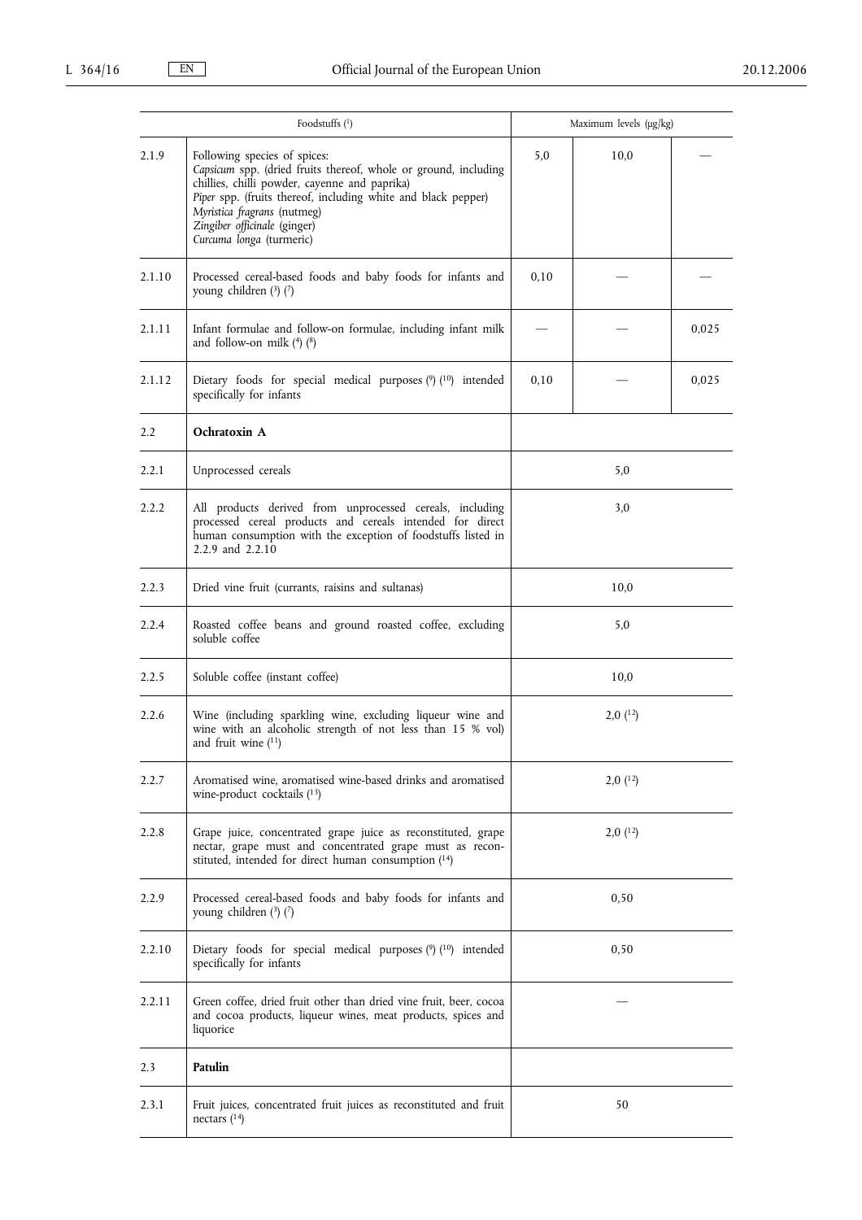| | Foodstuffs (1) | Maximum levels (μg/kg) | | |
|---|---|---|---|---|
| 2.1.9 | Following species of spices:<br>*Capsicum* spp. (dried fruits thereof, whole or ground, including chillies, chilli powder, cayenne and paprika)<br>*Piper* spp. (fruits thereof, including white and black pepper)<br>*Myristica fragrans* (nutmeg)<br>*Zingiber officinale* (ginger)<br>*Curcuma longa* (turmeric) | 5,0 | 10,0 | — |
| 2.1.10 | Processed cereal-based foods and baby foods for infants and young children (3) (7) | 0,10 | — | — |
| 2.1.11 | Infant formulae and follow-on formulae, including infant milk and follow-on milk (4) (8) | — | — | 0,025 |
| 2.1.12 | Dietary foods for special medical purposes (9) (10) intended specifically for infants | 0,10 | — | 0,025 |
| 2.2 | **Ochratoxin A** | | | |
| 2.2.1 | Unprocessed cereals | 5,0 | | |
| 2.2.2 | All products derived from unprocessed cereals, including processed cereal products and cereals intended for direct human consumption with the exception of foodstuffs listed in 2.2.9 and 2.2.10 | 3,0 | | |
| 2.2.3 | Dried vine fruit (currants, raisins and sultanas) | 10,0 | | |
| 2.2.4 | Roasted coffee beans and ground roasted coffee, excluding soluble coffee | 5,0 | | |
| 2.2.5 | Soluble coffee (instant coffee) | 10,0 | | |
| 2.2.6 | Wine (including sparkling wine, excluding liqueur wine and wine with an alcoholic strength of not less than 15 % vol) and fruit wine (11) | 2,0 (12) | | |
| 2.2.7 | Aromatised wine, aromatised wine-based drinks and aromatised wine-product cocktails (13) | 2,0 (12) | | |
| 2.2.8 | Grape juice, concentrated grape juice as reconstituted, grape nectar, grape must and concentrated grape must as reconstituted, intended for direct human consumption (14) | 2,0 (12) | | |
| 2.2.9 | Processed cereal-based foods and baby foods for infants and young children (3) (7) | 0,50 | | |
| 2.2.10 | Dietary foods for special medical purposes (9) (10) intended specifically for infants | 0,50 | | |
| 2.2.11 | Green coffee, dried fruit other than dried vine fruit, beer, cocoa and cocoa products, liqueur wines, meat products, spices and liquorice | — | | |
| 2.3 | **Patulin** | | | |
| 2.3.1 | Fruit juices, concentrated fruit juices as reconstituted and fruit nectars (14) | 50 | | |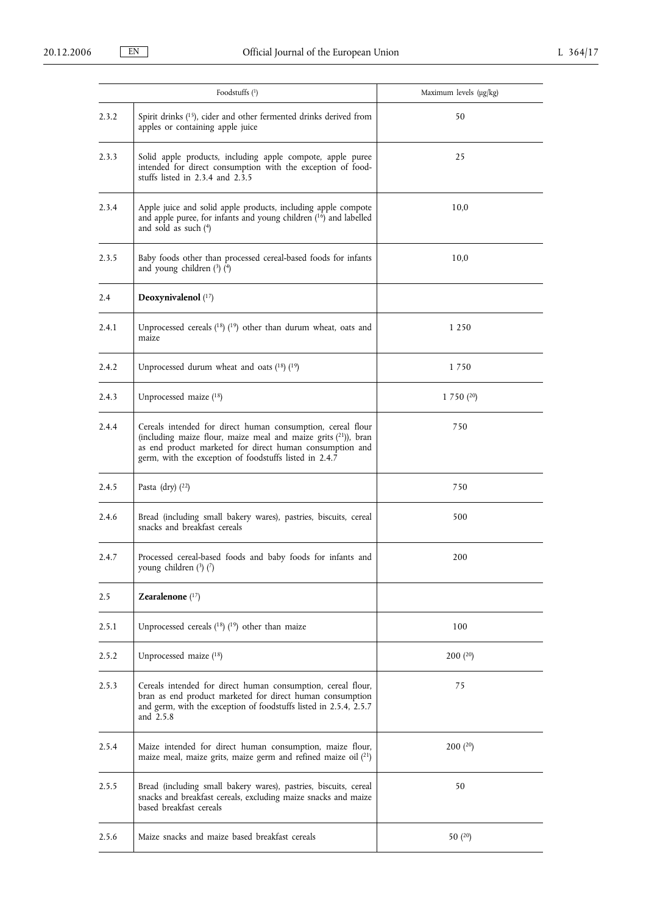| | Foodstuffs [1] | Maximum levels (μg/kg) |
|---|---|---|
| 2.3.2 | Spirit drinks [15], cider and other fermented drinks derived from apples or containing apple juice | 50 |
| 2.3.3 | Solid apple products, including apple compote, apple puree intended for direct consumption with the exception of foodstuffs listed in 2.3.4 and 2.3.5 | 25 |
| 2.3.4 | Apple juice and solid apple products, including apple compote and apple puree, for infants and young children [16] and labelled and sold as such [4] | 10,0 |
| 2.3.5 | Baby foods other than processed cereal-based foods for infants and young children [3] [4] | 10,0 |
| 2.4 | **Deoxynivalenol** [17] | |
| 2.4.1 | Unprocessed cereals [18] [19] other than durum wheat, oats and maize | 1 250 |
| 2.4.2 | Unprocessed durum wheat and oats [18] [19] | 1 750 |
| 2.4.3 | Unprocessed maize [18] | 1 750 [20] |
| 2.4.4 | Cereals intended for direct human consumption, cereal flour (including maize flour, maize meal and maize grits [21]), bran as end product marketed for direct human consumption and germ, with the exception of foodstuffs listed in 2.4.7 | 750 |
| 2.4.5 | Pasta (dry) [22] | 750 |
| 2.4.6 | Bread (including small bakery wares), pastries, biscuits, cereal snacks and breakfast cereals | 500 |
| 2.4.7 | Processed cereal-based foods and baby foods for infants and young children [3] [7] | 200 |
| 2.5 | **Zearalenone** [17] | |
| 2.5.1 | Unprocessed cereals [18] [19] other than maize | 100 |
| 2.5.2 | Unprocessed maize [18] | 200 [20] |
| 2.5.3 | Cereals intended for direct human consumption, cereal flour, bran as end product marketed for direct human consumption and germ, with the exception of foodstuffs listed in 2.5.4, 2.5.7 and 2.5.8 | 75 |
| 2.5.4 | Maize intended for direct human consumption, maize flour, maize meal, maize grits, maize germ and refined maize oil [21] | 200 [20] |
| 2.5.5 | Bread (including small bakery wares), pastries, biscuits, cereal snacks and breakfast cereals, excluding maize snacks and maize based breakfast cereals | 50 |
| 2.5.6 | Maize snacks and maize based breakfast cereals | 50 [20] |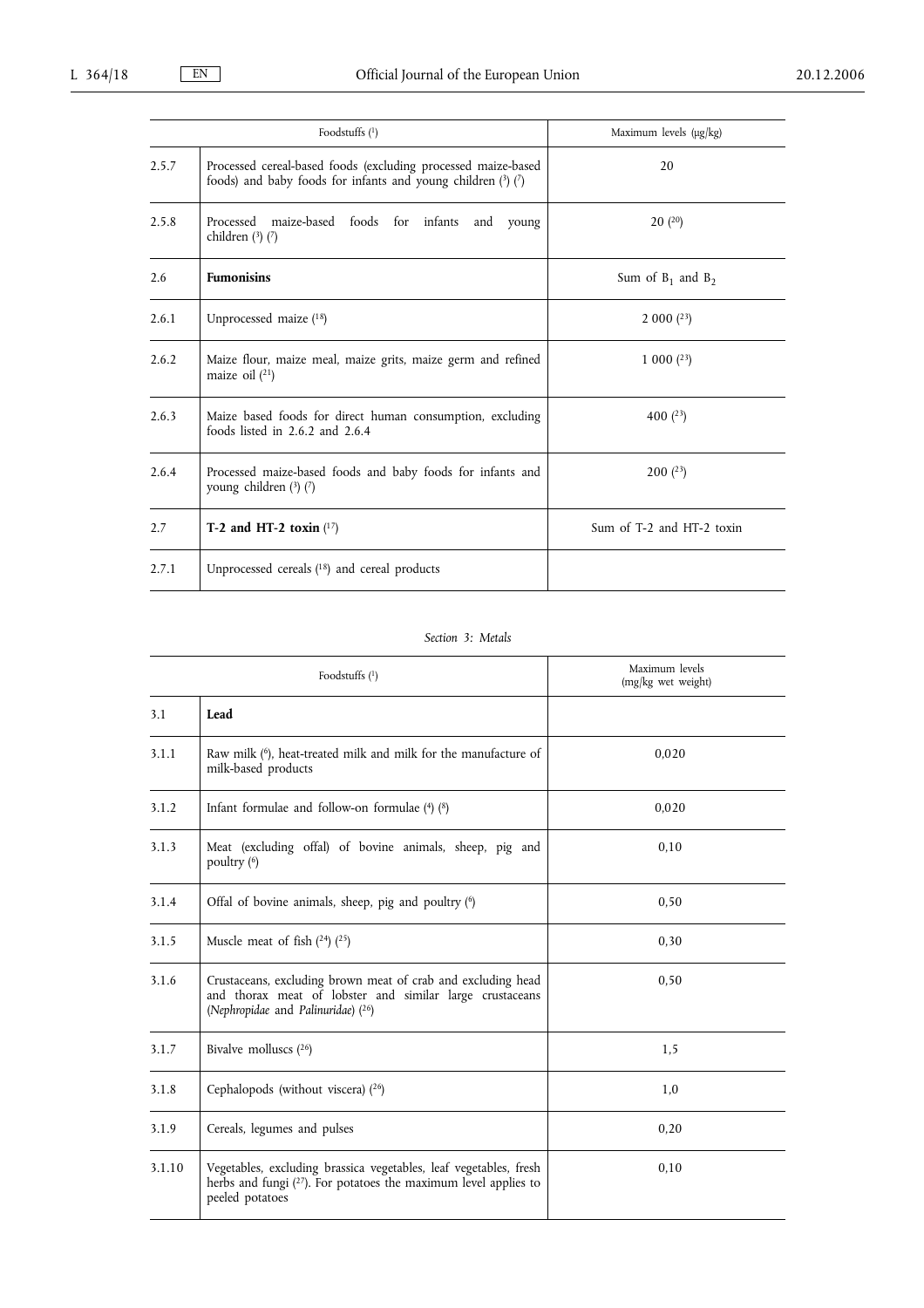| | Foodstuffs [1] | Maximum levels (μg/kg) |
|---|---|---|
| 2.5.7 | Processed cereal-based foods (excluding processed maize-based foods) and baby foods for infants and young children [3] [7] | 20 |
| 2.5.8 | Processed maize-based foods for infants and young children [3] [7] | 20 [20] |
| 2.6 | **Fumonisins** | Sum of $B_1$ and $B_2$ |
| 2.6.1 | Unprocessed maize [18] | 2 000 [23] |
| 2.6.2 | Maize flour, maize meal, maize grits, maize germ and refined maize oil [21] | 1 000 [23] |
| 2.6.3 | Maize based foods for direct human consumption, excluding foods listed in 2.6.2 and 2.6.4 | 400 [23] |
| 2.6.4 | Processed maize-based foods and baby foods for infants and young children [3] [7] | 200 [23] |
| 2.7 | **T-2 and HT-2 toxin** [17] | Sum of T-2 and HT-2 toxin |
| 2.7.1 | Unprocessed cereals [18] and cereal products | |

*Section 3: Metals*

| | Foodstuffs [1] | Maximum levels (mg/kg wet weight) |
|---|---|---|
| 3.1 | **Lead** | |
| 3.1.1 | Raw milk [6], heat-treated milk and milk for the manufacture of milk-based products | 0,020 |
| 3.1.2 | Infant formulae and follow-on formulae [4] [8] | 0,020 |
| 3.1.3 | Meat (excluding offal) of bovine animals, sheep, pig and poultry [6] | 0,10 |
| 3.1.4 | Offal of bovine animals, sheep, pig and poultry [6] | 0,50 |
| 3.1.5 | Muscle meat of fish [24] [25] | 0,30 |
| 3.1.6 | Crustaceans, excluding brown meat of crab and excluding head and thorax meat of lobster and similar large crustaceans (*Nephropidae* and *Palinuridae*) [26] | 0,50 |
| 3.1.7 | Bivalve molluscs [26] | 1,5 |
| 3.1.8 | Cephalopods (without viscera) [26] | 1,0 |
| 3.1.9 | Cereals, legumes and pulses | 0,20 |
| 3.1.10 | Vegetables, excluding brassica vegetables, leaf vegetables, fresh herbs and fungi [27]. For potatoes the maximum level applies to peeled potatoes | 0,10 |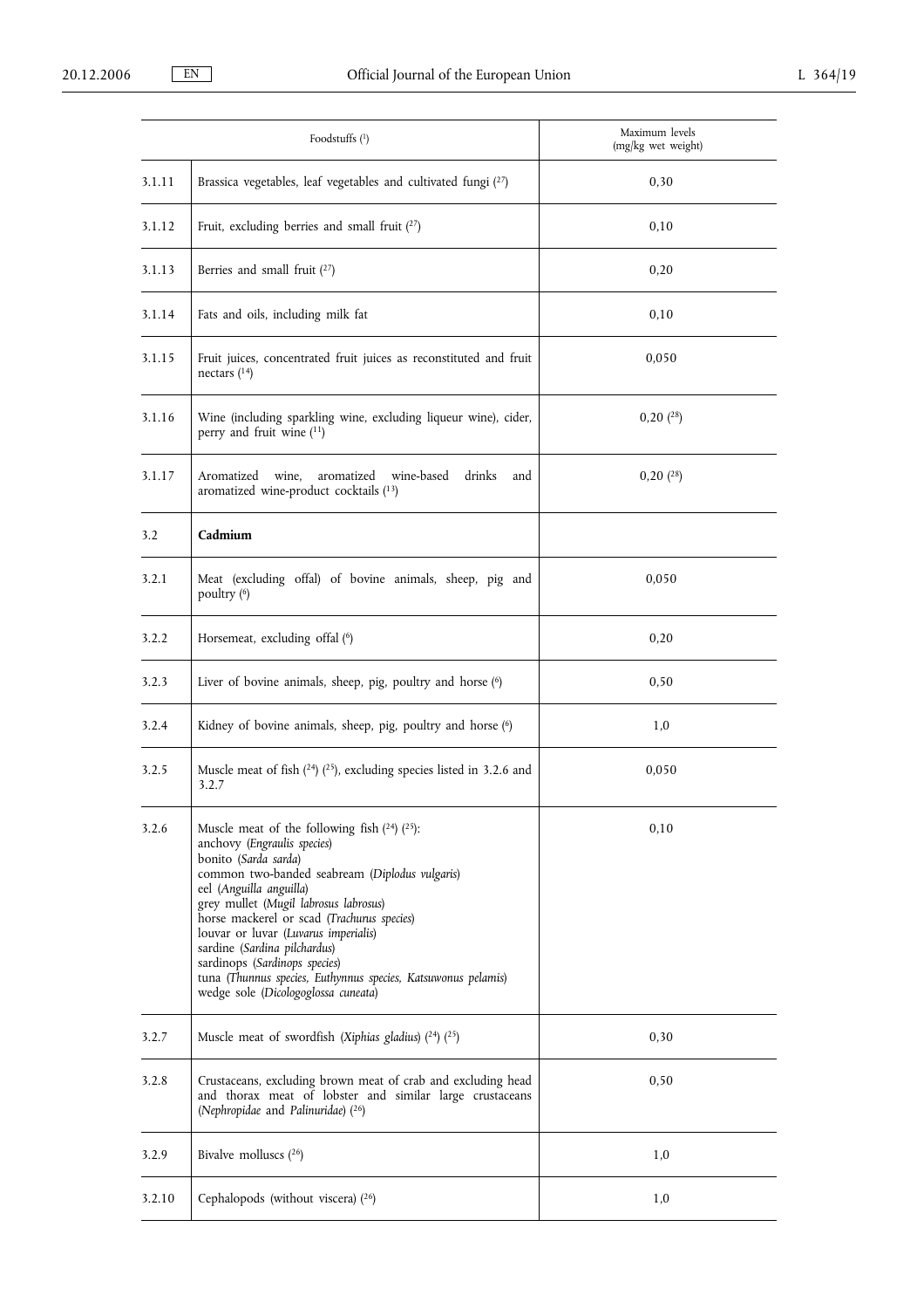| | Foodstuffs [1] | Maximum levels (mg/kg wet weight) |
|---|---|---|
| 3.1.11 | Brassica vegetables, leaf vegetables and cultivated fungi [27] | 0,30 |
| 3.1.12 | Fruit, excluding berries and small fruit [27] | 0,10 |
| 3.1.13 | Berries and small fruit [27] | 0,20 |
| 3.1.14 | Fats and oils, including milk fat | 0,10 |
| 3.1.15 | Fruit juices, concentrated fruit juices as reconstituted and fruit nectars [14] | 0,050 |
| 3.1.16 | Wine (including sparkling wine, excluding liqueur wine), cider, perry and fruit wine [11] | 0,20 [28] |
| 3.1.17 | Aromatized wine, aromatized wine-based drinks and aromatized wine-product cocktails [13] | 0,20 [28] |
| 3.2 | **Cadmium** | |
| 3.2.1 | Meat (excluding offal) of bovine animals, sheep, pig and poultry [6] | 0,050 |
| 3.2.2 | Horsemeat, excluding offal [6] | 0,20 |
| 3.2.3 | Liver of bovine animals, sheep, pig, poultry and horse [6] | 0,50 |
| 3.2.4 | Kidney of bovine animals, sheep, pig, poultry and horse [6] | 1,0 |
| 3.2.5 | Muscle meat of fish [24] [25], excluding species listed in 3.2.6 and 3.2.7 | 0,050 |
| 3.2.6 | Muscle meat of the following fish [24] [25]:<br>anchovy (*Engraulis species*)<br>bonito (*Sarda sarda*)<br>common two-banded seabream (*Diplodus vulgaris*)<br>eel (*Anguilla anguilla*)<br>grey mullet (*Mugil labrosus labrosus*)<br>horse mackerel or scad (*Trachurus species*)<br>louvar or luvar (*Luvarus imperialis*)<br>sardine (*Sardina pilchardus*)<br>sardinops (*Sardinops species*)<br>tuna (*Thunnus species, Euthynnus species, Katsuwonus pelamis*)<br>wedge sole (*Dicologoglossa cuneata*) | 0,10 |
| 3.2.7 | Muscle meat of swordfish (*Xiphias gladius*) [24] [25] | 0,30 |
| 3.2.8 | Crustaceans, excluding brown meat of crab and excluding head and thorax meat of lobster and similar large crustaceans (*Nephropidae* and *Palinuridae*) [26] | 0,50 |
| 3.2.9 | Bivalve molluscs [26] | 1,0 |
| 3.2.10 | Cephalopods (without viscera) [26] | 1,0 |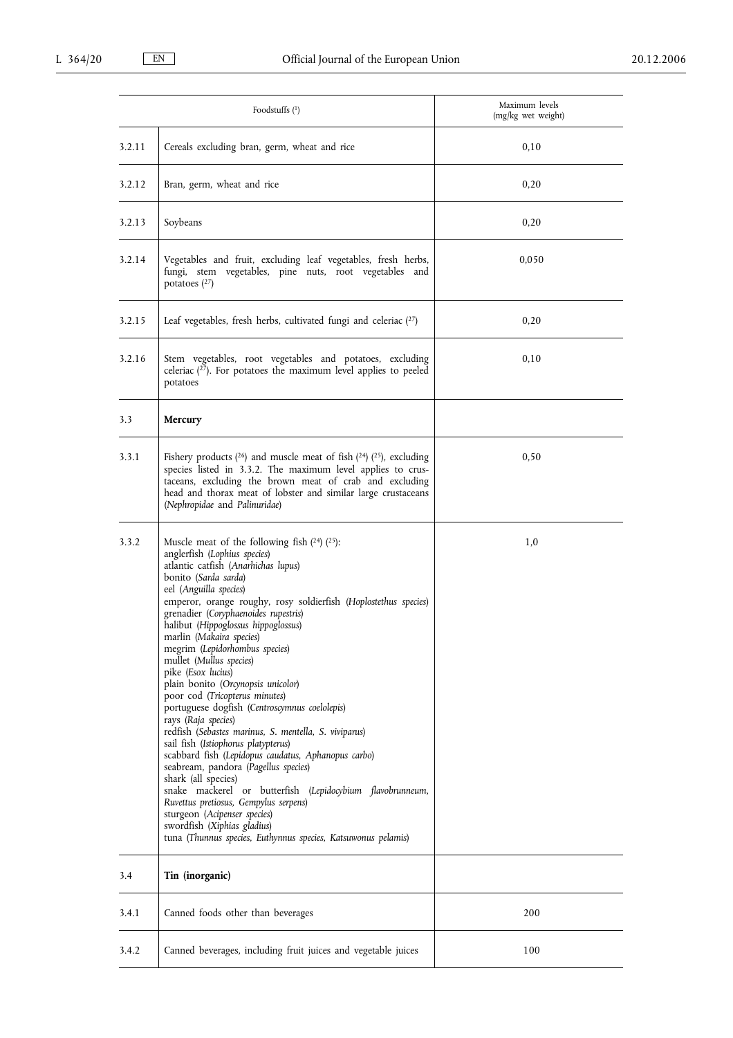| | Foodstuffs [1] | Maximum levels (mg/kg wet weight) |
|---|---|---|
| 3.2.11 | Cereals excluding bran, germ, wheat and rice | 0,10 |
| 3.2.12 | Bran, germ, wheat and rice | 0,20 |
| 3.2.13 | Soybeans | 0,20 |
| 3.2.14 | Vegetables and fruit, excluding leaf vegetables, fresh herbs, fungi, stem vegetables, pine nuts, root vegetables and potatoes [27] | 0,050 |
| 3.2.15 | Leaf vegetables, fresh herbs, cultivated fungi and celeriac [27] | 0,20 |
| 3.2.16 | Stem vegetables, root vegetables and potatoes, excluding celeriac [27]. For potatoes the maximum level applies to peeled potatoes | 0,10 |
| 3.3 | **Mercury** | |
| 3.3.1 | Fishery products [26] and muscle meat of fish [24] [25], excluding species listed in 3.3.2. The maximum level applies to crustaceans, excluding the brown meat of crab and excluding head and thorax meat of lobster and similar large crustaceans (*Nephropidae* and *Palinuridae*) | 0,50 |
| 3.3.2 | Muscle meat of the following fish [24] [25]:<br>anglerfish (*Lophius species*)<br>atlantic catfish (*Anarhichas lupus*)<br>bonito (*Sarda sarda*)<br>eel (*Anguilla species*)<br>emperor, orange roughy, rosy soldierfish (*Hoplostethus species*)<br>grenadier (*Coryphaenoides rupestris*)<br>halibut (*Hippoglossus hippoglossus*)<br>marlin (*Makaira species*)<br>megrim (*Lepidorhombus species*)<br>mullet (*Mullus species*)<br>pike (*Esox lucius*)<br>plain bonito (*Orcynopsis unicolor*)<br>poor cod (*Tricopterus minutes*)<br>portuguese dogfish (*Centroscymnus coelolepis*)<br>rays (*Raja species*)<br>redfish (*Sebastes marinus, S. mentella, S. viviparus*)<br>sail fish (*Istiophorus platypterus*)<br>scabbard fish (*Lepidopus caudatus, Aphanopus carbo*)<br>seabream, pandora (*Pagellus species*)<br>shark (all species)<br>snake mackerel or butterfish (*Lepidocybium flavobrunneum, Ruvettus pretiosus, Gempylus serpens*)<br>sturgeon (*Acipenser species*)<br>swordfish (*Xiphias gladius*)<br>tuna (*Thunnus species, Euthynnus species, Katsuwonus pelamis*) | 1,0 |
| 3.4 | **Tin (inorganic)** | |
| 3.4.1 | Canned foods other than beverages | 200 |
| 3.4.2 | Canned beverages, including fruit juices and vegetable juices | 100 |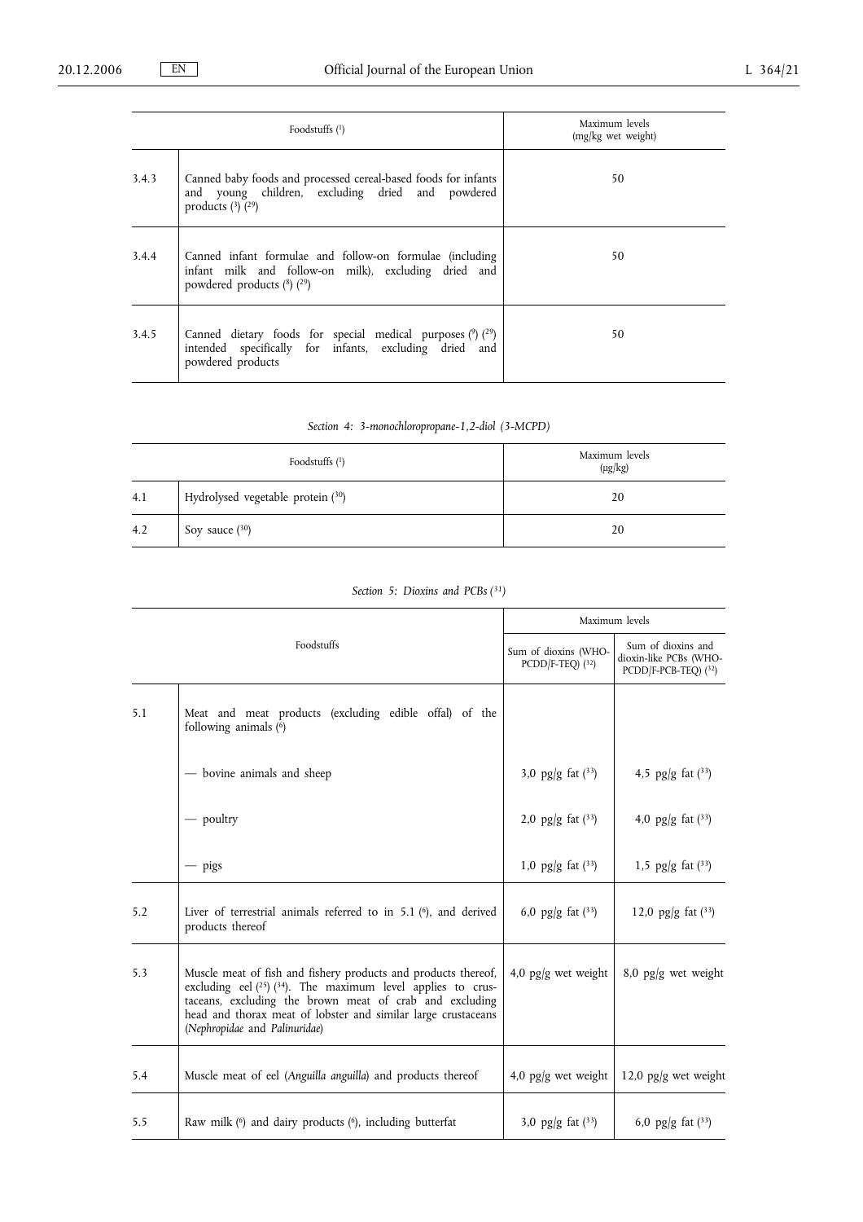| | Foodstuffs [1] | Maximum levels (mg/kg wet weight) |
|---|---|---|
| 3.4.3 | Canned baby foods and processed cereal-based foods for infants and young children, excluding dried and powdered products [3] [29] | 50 |
| 3.4.4 | Canned infant formulae and follow-on formulae (including infant milk and follow-on milk), excluding dried and powdered products [8] [29] | 50 |
| 3.4.5 | Canned dietary foods for special medical purposes [9] [29] intended specifically for infants, excluding dried and powdered products | 50 |

*Section 4: 3-monochloropropane-1,2-diol (3-MCPD)*

| | Foodstuffs [1] | Maximum levels (μg/kg) |
|---|---|---|
| 4.1 | Hydrolysed vegetable protein [30] | 20 |
| 4.2 | Soy sauce [30] | 20 |

*Section 5: Dioxins and PCBs [31]*

| | Foodstuffs | Maximum levels | |
|---|---|---|---|
| | | Sum of dioxins (WHO-PCDD/F-TEQ) [32] | Sum of dioxins and dioxin-like PCBs (WHO-PCDD/F-PCB-TEQ) [32] |
| 5.1 | Meat and meat products (excluding edible offal) of the following animals [6] | | |
| | — bovine animals and sheep | 3,0 pg/g fat [33] | 4,5 pg/g fat [33] |
| | — poultry | 2,0 pg/g fat [33] | 4,0 pg/g fat [33] |
| | — pigs | 1,0 pg/g fat [33] | 1,5 pg/g fat [33] |
| 5.2 | Liver of terrestrial animals referred to in 5.1 [6], and derived products thereof | 6,0 pg/g fat [33] | 12,0 pg/g fat [33] |
| 5.3 | Muscle meat of fish and fishery products and products thereof, excluding eel [25] [34]. The maximum level applies to crustaceans, excluding the brown meat of crab and excluding head and thorax meat of lobster and similar large crustaceans (*Nephropidae* and *Palinuridae*) | 4,0 pg/g wet weight | 8,0 pg/g wet weight |
| 5.4 | Muscle meat of eel (*Anguilla anguilla*) and products thereof | 4,0 pg/g wet weight | 12,0 pg/g wet weight |
| 5.5 | Raw milk [6] and dairy products [6], including butterfat | 3,0 pg/g fat [33] | 6,0 pg/g fat [33] |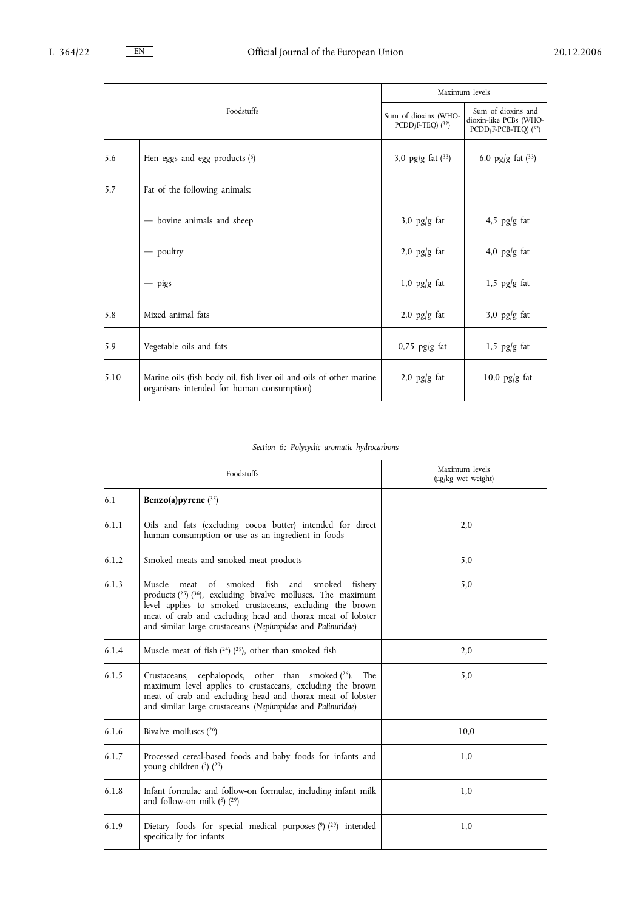| | Foodstuffs | Maximum levels | |
|---|---|---|---|
| | | Sum of dioxins (WHO-PCDD/F-TEQ) (32) | Sum of dioxins and dioxin-like PCBs (WHO-PCDD/F-PCB-TEQ) (32) |
| 5.6 | Hen eggs and egg products (6) | 3,0 pg/g fat (33) | 6,0 pg/g fat (33) |
| 5.7 | Fat of the following animals: | | |
| | — bovine animals and sheep | 3,0 pg/g fat | 4,5 pg/g fat |
| | — poultry | 2,0 pg/g fat | 4,0 pg/g fat |
| | — pigs | 1,0 pg/g fat | 1,5 pg/g fat |
| 5.8 | Mixed animal fats | 2,0 pg/g fat | 3,0 pg/g fat |
| 5.9 | Vegetable oils and fats | 0,75 pg/g fat | 1,5 pg/g fat |
| 5.10 | Marine oils (fish body oil, fish liver oil and oils of other marine organisms intended for human consumption) | 2,0 pg/g fat | 10,0 pg/g fat |

*Section 6: Polycyclic aromatic hydrocarbons*

| | Foodstuffs | Maximum levels (μg/kg wet weight) |
|---|---|---|
| 6.1 | **Benzo(a)pyrene** (35) | |
| 6.1.1 | Oils and fats (excluding cocoa butter) intended for direct human consumption or use as an ingredient in foods | 2,0 |
| 6.1.2 | Smoked meats and smoked meat products | 5,0 |
| 6.1.3 | Muscle meat of smoked fish and smoked fishery products (25) (36), excluding bivalve molluscs. The maximum level applies to smoked crustaceans, excluding the brown meat of crab and excluding head and thorax meat of lobster and similar large crustaceans (*Nephropidae* and *Palinuridae*) | 5,0 |
| 6.1.4 | Muscle meat of fish (24) (25), other than smoked fish | 2,0 |
| 6.1.5 | Crustaceans, cephalopods, other than smoked (26). The maximum level applies to crustaceans, excluding the brown meat of crab and excluding head and thorax meat of lobster and similar large crustaceans (*Nephropidae* and *Palinuridae*) | 5,0 |
| 6.1.6 | Bivalve molluscs (26) | 10,0 |
| 6.1.7 | Processed cereal-based foods and baby foods for infants and young children (3) (29) | 1,0 |
| 6.1.8 | Infant formulae and follow-on formulae, including infant milk and follow-on milk (8) (29) | 1,0 |
| 6.1.9 | Dietary foods for special medical purposes (9) (29) intended specifically for infants | 1,0 |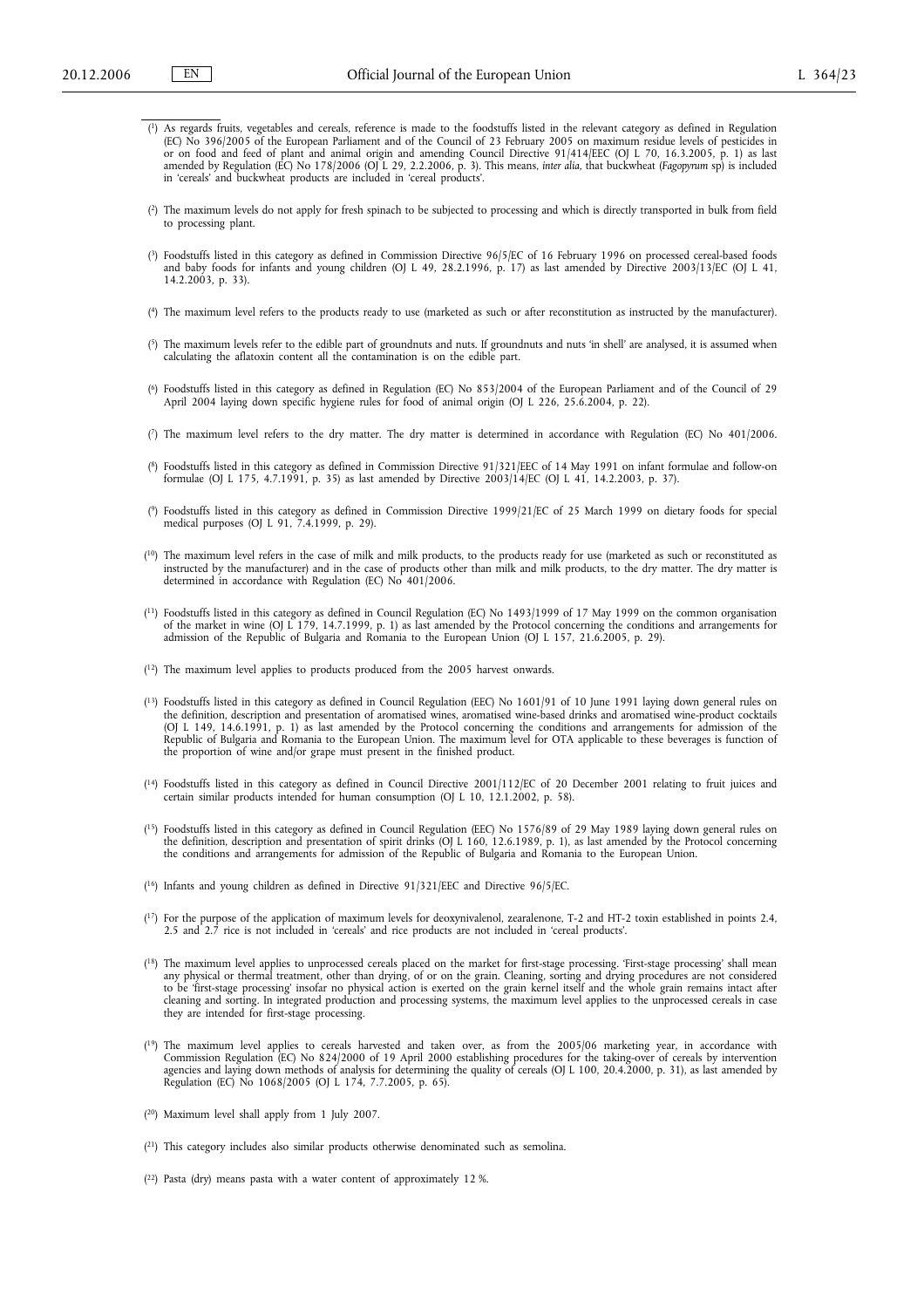(1) As regards fruits, vegetables and cereals, reference is made to the foodstuffs listed in the relevant category as defined in Regulation (EC) No 396/2005 of the European Parliament and of the Council of 23 February 2005 on maximum residue levels of pesticides in or on food and feed of plant and animal origin and amending Council Directive 91/414/EEC (OJ L 70, 16.3.2005, p. 1) as last amended by Regulation (EC) No 178/2006 (OJ L 29, 2.2.2006, p. 3). This means, *inter alia*, that buckwheat (*Fagopyrum* sp) is included in 'cereals' and buckwheat products are included in 'cereal products'.

(2) The maximum levels do not apply for fresh spinach to be subjected to processing and which is directly transported in bulk from field to processing plant.

(3) Foodstuffs listed in this category as defined in Commission Directive 96/5/EC of 16 February 1996 on processed cereal-based foods and baby foods for infants and young children (OJ L 49, 28.2.1996, p. 17) as last amended by Directive 2003/13/EC (OJ L 41, 14.2.2003, p. 33).

(4) The maximum level refers to the products ready to use (marketed as such or after reconstitution as instructed by the manufacturer).

(5) The maximum levels refer to the edible part of groundnuts and nuts. If groundnuts and nuts 'in shell' are analysed, it is assumed when calculating the aflatoxin content all the contamination is on the edible part.

(6) Foodstuffs listed in this category as defined in Regulation (EC) No 853/2004 of the European Parliament and of the Council of 29 April 2004 laying down specific hygiene rules for food of animal origin (OJ L 226, 25.6.2004, p. 22).

(7) The maximum level refers to the dry matter. The dry matter is determined in accordance with Regulation (EC) No 401/2006.

(8) Foodstuffs listed in this category as defined in Commission Directive 91/321/EEC of 14 May 1991 on infant formulae and follow-on formulae (OJ L 175, 4.7.1991, p. 35) as last amended by Directive 2003/14/EC (OJ L 41, 14.2.2003, p. 37).

(9) Foodstuffs listed in this category as defined in Commission Directive 1999/21/EC of 25 March 1999 on dietary foods for special medical purposes (OJ L 91, 7.4.1999, p. 29).

(10) The maximum level refers in the case of milk and milk products, to the products ready for use (marketed as such or reconstituted as instructed by the manufacturer) and in the case of products other than milk and milk products, to the dry matter. The dry matter is determined in accordance with Regulation (EC) No 401/2006.

(11) Foodstuffs listed in this category as defined in Council Regulation (EC) No 1493/1999 of 17 May 1999 on the common organisation of the market in wine (OJ L 179, 14.7.1999, p. 1) as last amended by the Protocol concerning the conditions and arrangements for admission of the Republic of Bulgaria and Romania to the European Union (OJ L 157, 21.6.2005, p. 29).

(12) The maximum level applies to products produced from the 2005 harvest onwards.

(13) Foodstuffs listed in this category as defined in Council Regulation (EEC) No 1601/91 of 10 June 1991 laying down general rules on the definition, description and presentation of aromatised wines, aromatised wine-based drinks and aromatised wine-product cocktails (OJ L 149, 14.6.1991, p. 1) as last amended by the Protocol concerning the conditions and arrangements for admission of the Republic of Bulgaria and Romania to the European Union. The maximum level for OTA applicable to these beverages is function of the proportion of wine and/or grape must present in the finished product.

(14) Foodstuffs listed in this category as defined in Council Directive 2001/112/EC of 20 December 2001 relating to fruit juices and certain similar products intended for human consumption (OJ L 10, 12.1.2002, p. 58).

(15) Foodstuffs listed in this category as defined in Council Regulation (EEC) No 1576/89 of 29 May 1989 laying down general rules on the definition, description and presentation of spirit drinks (OJ L 160, 12.6.1989, p. 1), as last amended by the Protocol concerning the conditions and arrangements for admission of the Republic of Bulgaria and Romania to the European Union.

(16) Infants and young children as defined in Directive 91/321/EEC and Directive 96/5/EC.

(17) For the purpose of the application of maximum levels for deoxynivalenol, zearalenone, T-2 and HT-2 toxin established in points 2.4, 2.5 and 2.7 rice is not included in 'cereals' and rice products are not included in 'cereal products'.

(18) The maximum level applies to unprocessed cereals placed on the market for first-stage processing. 'First-stage processing' shall mean any physical or thermal treatment, other than drying, of or on the grain. Cleaning, sorting and drying procedures are not considered to be 'first-stage processing' insofar no physical action is exerted on the grain kernel itself and the whole grain remains intact after cleaning and sorting. In integrated production and processing systems, the maximum level applies to the unprocessed cereals in case they are intended for first-stage processing.

(19) The maximum level applies to cereals harvested and taken over, as from the 2005/06 marketing year, in accordance with Commission Regulation (EC) No 824/2000 of 19 April 2000 establishing procedures for the taking-over of cereals by intervention agencies and laying down methods of analysis for determining the quality of cereals (OJ L 100, 20.4.2000, p. 31), as last amended by Regulation (EC) No 1068/2005 (OJ L 174, 7.7.2005, p. 65).

(20) Maximum level shall apply from 1 July 2007.

(21) This category includes also similar products otherwise denominated such as semolina.

(22) Pasta (dry) means pasta with a water content of approximately 12 %.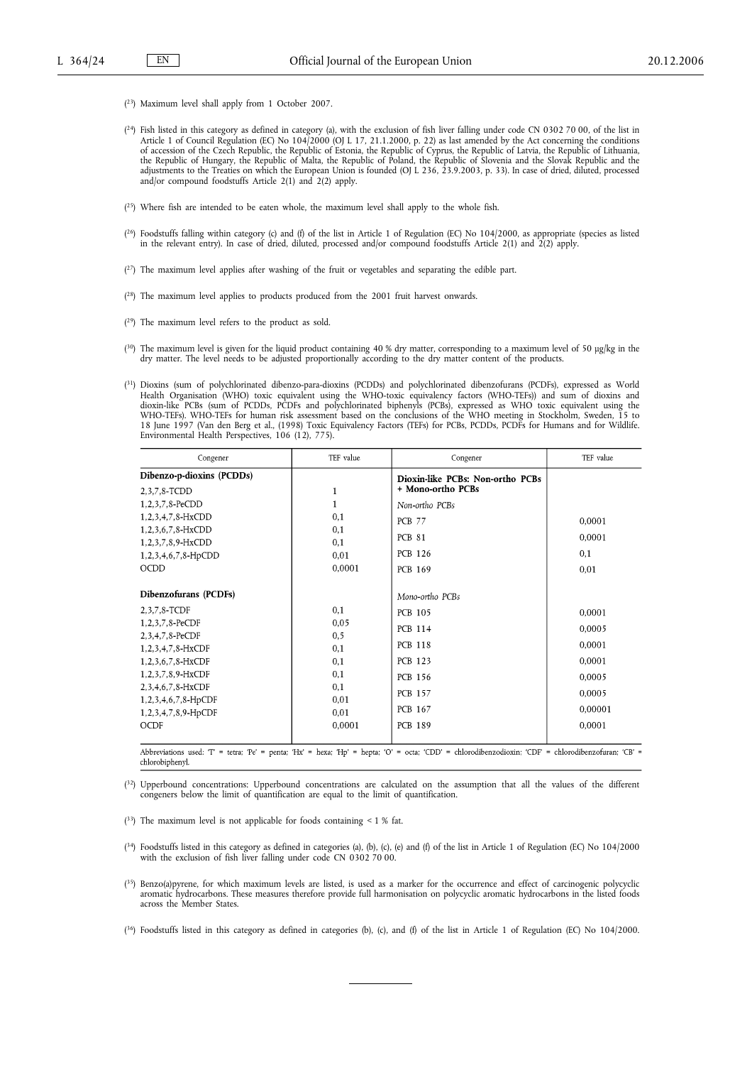([23]) Maximum level shall apply from 1 October 2007.

([24]) Fish listed in this category as defined in category (a), with the exclusion of fish liver falling under code CN 0302 70 00, of the list in Article 1 of Council Regulation (EC) No 104/2000 (OJ L 17, 21.1.2000, p. 22) as last amended by the Act concerning the conditions of accession of the Czech Republic, the Republic of Estonia, the Republic of Cyprus, the Republic of Latvia, the Republic of Lithuania, the Republic of Hungary, the Republic of Malta, the Republic of Poland, the Republic of Slovenia and the Slovak Republic and the adjustments to the Treaties on which the European Union is founded (OJ L 236, 23.9.2003, p. 33). In case of dried, diluted, processed and/or compound foodstuffs Article 2(1) and 2(2) apply.

([25]) Where fish are intended to be eaten whole, the maximum level shall apply to the whole fish.

([26]) Foodstuffs falling within category (c) and (f) of the list in Article 1 of Regulation (EC) No 104/2000, as appropriate (species as listed in the relevant entry). In case of dried, diluted, processed and/or compound foodstuffs Article 2(1) and 2(2) apply.

([27]) The maximum level applies after washing of the fruit or vegetables and separating the edible part.

([28]) The maximum level applies to products produced from the 2001 fruit harvest onwards.

([29]) The maximum level refers to the product as sold.

([30]) The maximum level is given for the liquid product containing 40 % dry matter, corresponding to a maximum level of 50 μg/kg in the dry matter. The level needs to be adjusted proportionally according to the dry matter content of the products.

([31]) Dioxins (sum of polychlorinated dibenzo-para-dioxins (PCDDs) and polychlorinated dibenzofurans (PCDFs), expressed as World Health Organisation (WHO) toxic equivalent using the WHO-toxic equivalency factors (WHO-TEFs)) and sum of dioxins and dioxin-like PCBs (sum of PCDDs, PCDFs and polychlorinated biphenyls (PCBs), expressed as WHO toxic equivalent using the WHO-TEFs). WHO-TEFs for human risk assessment based on the conclusions of the WHO meeting in Stockholm, Sweden, 15 to 18 June 1997 (Van den Berg et al., (1998) Toxic Equivalency Factors (TEFs) for PCBs, PCDDs, PCDFs for Humans and for Wildlife. Environmental Health Perspectives, 106 (12), 775).

| Congener | TEF value | Congener | TEF value |
|---|---|---|---|
| **Dibenzo-p-dioxins (PCDDs)** | | **Dioxin-like PCBs: Non-ortho PCBs + Mono-ortho PCBs** | |
| 2,3,7,8-TCDD | 1 | *Non-ortho PCBs* | |
| 1,2,3,7,8-PeCDD | 1 | PCB 77 | 0,0001 |
| 1,2,3,4,7,8-HxCDD | 0,1 | PCB 81 | 0,0001 |
| 1,2,3,6,7,8-HxCDD | 0,1 | PCB 126 | 0,1 |
| 1,2,3,7,8,9-HxCDD | 0,1 | PCB 169 | 0,01 |
| 1,2,3,4,6,7,8-HpCDD | 0,01 | | |
| OCDD | 0,0001 | *Mono-ortho PCBs* | |
| **Dibenzofurans (PCDFs)** | | PCB 105 | 0,0001 |
| 2,3,7,8-TCDF | 0,1 | PCB 114 | 0,0005 |
| 1,2,3,7,8-PeCDF | 0,05 | PCB 118 | 0,0001 |
| 2,3,4,7,8-PeCDF | 0,5 | PCB 123 | 0,0001 |
| 1,2,3,4,7,8-HxCDF | 0,1 | PCB 156 | 0,0005 |
| 1,2,3,6,7,8-HxCDF | 0,1 | PCB 157 | 0,0005 |
| 1,2,3,7,8,9-HxCDF | 0,1 | PCB 167 | 0,00001 |
| 2,3,4,6,7,8-HxCDF | 0,1 | PCB 189 | 0,0001 |
| 1,2,3,4,6,7,8-HpCDF | 0,01 | | |
| 1,2,3,4,7,8,9-HpCDF | 0,01 | | |
| OCDF | 0,0001 | | |

Abbreviations used: 'T' = tetra; 'Pe' = penta; 'Hx' = hexa; 'Hp' = hepta; 'O' = octa; 'CDD' = chlorodibenzodioxin; 'CDF' = chlorodibenzofuran; 'CB' = chlorobiphenyl.

([32]) Upperbound concentrations: Upperbound concentrations are calculated on the assumption that all the values of the different congeners below the limit of quantification are equal to the limit of quantification.

([33]) The maximum level is not applicable for foods containing < 1 % fat.

([34]) Foodstuffs listed in this category as defined in categories (a), (b), (c), (e) and (f) of the list in Article 1 of Regulation (EC) No 104/2000 with the exclusion of fish liver falling under code CN 0302 70 00.

([35]) Benzo(a)pyrene, for which maximum levels are listed, is used as a marker for the occurrence and effect of carcinogenic polycyclic aromatic hydrocarbons. These measures therefore provide full harmonisation on polycyclic aromatic hydrocarbons in the listed foods across the Member States.

([36]) Foodstuffs listed in this category as defined in categories (b), (c), and (f) of the list in Article 1 of Regulation (EC) No 104/2000.